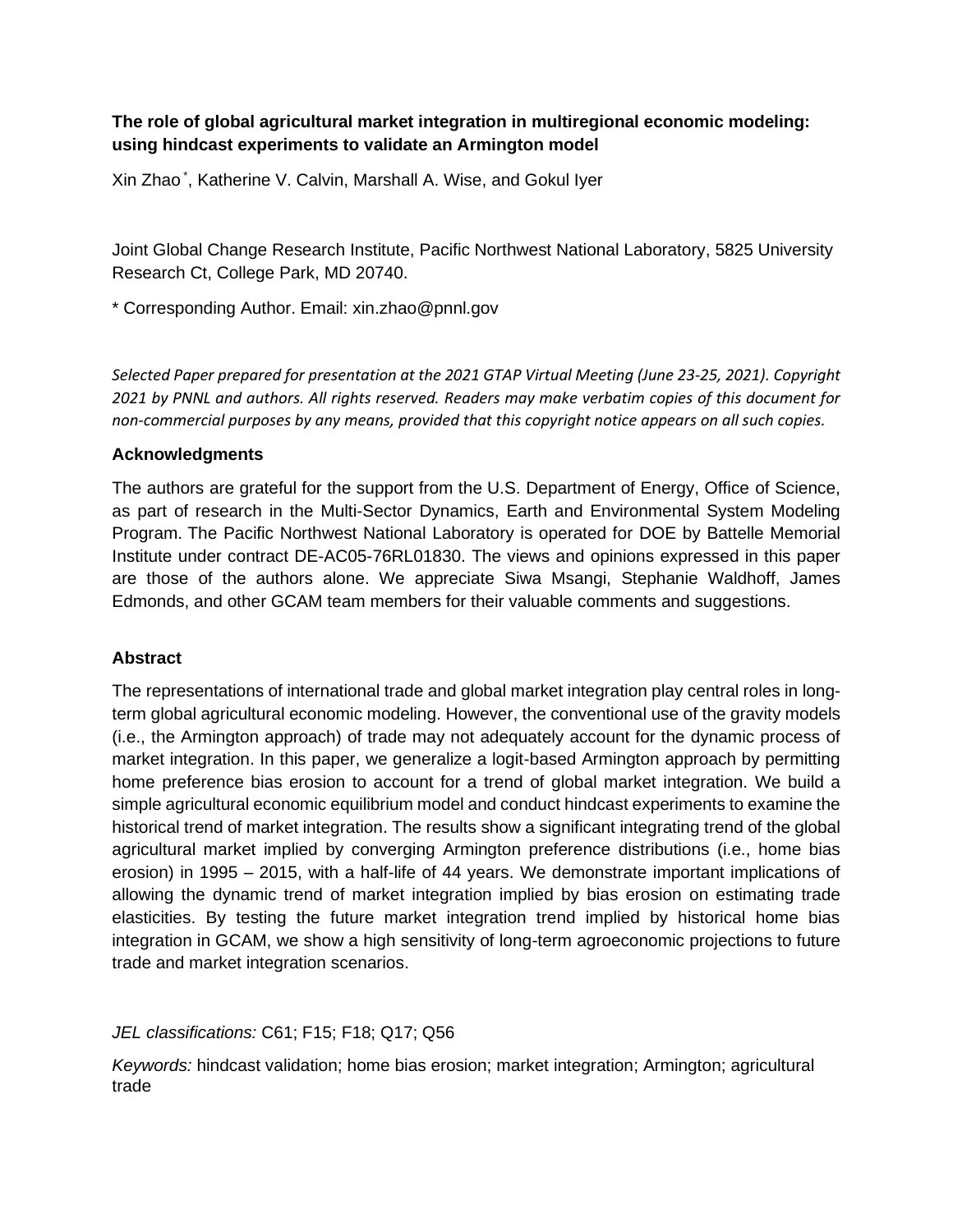**The role of global agricultural market integration in multiregional economic modeling: using hindcast experiments to validate an Armington model**

Xin Zhao[*], Katherine V. Calvin, Marshall A. Wise, and Gokul Iyer

Joint Global Change Research Institute, Pacific Northwest National Laboratory, 5825 University Research Ct, College Park, MD 20740.

* Corresponding Author. Email: xin.zhao@pnnl.gov

*Selected Paper prepared for presentation at the 2021 GTAP Virtual Meeting (June 23-25, 2021). Copyright 2021 by PNNL and authors. All rights reserved. Readers may make verbatim copies of this document for non-commercial purposes by any means, provided that this copyright notice appears on all such copies.*

### Acknowledgments

The authors are grateful for the support from the U.S. Department of Energy, Office of Science, as part of research in the Multi-Sector Dynamics, Earth and Environmental System Modeling Program. The Pacific Northwest National Laboratory is operated for DOE by Battelle Memorial Institute under contract DE-AC05-76RL01830. The views and opinions expressed in this paper are those of the authors alone. We appreciate Siwa Msangi, Stephanie Waldhoff, James Edmonds, and other GCAM team members for their valuable comments and suggestions.

### Abstract

The representations of international trade and global market integration play central roles in long-term global agricultural economic modeling. However, the conventional use of the gravity models (i.e., the Armington approach) of trade may not adequately account for the dynamic process of market integration. In this paper, we generalize a logit-based Armington approach by permitting home preference bias erosion to account for a trend of global market integration. We build a simple agricultural economic equilibrium model and conduct hindcast experiments to examine the historical trend of market integration. The results show a significant integrating trend of the global agricultural market implied by converging Armington preference distributions (i.e., home bias erosion) in 1995 – 2015, with a half-life of 44 years. We demonstrate important implications of allowing the dynamic trend of market integration implied by bias erosion on estimating trade elasticities. By testing the future market integration trend implied by historical home bias integration in GCAM, we show a high sensitivity of long-term agroeconomic projections to future trade and market integration scenarios.

*JEL classifications:* C61; F15; F18; Q17; Q56

*Keywords:* hindcast validation; home bias erosion; market integration; Armington; agricultural trade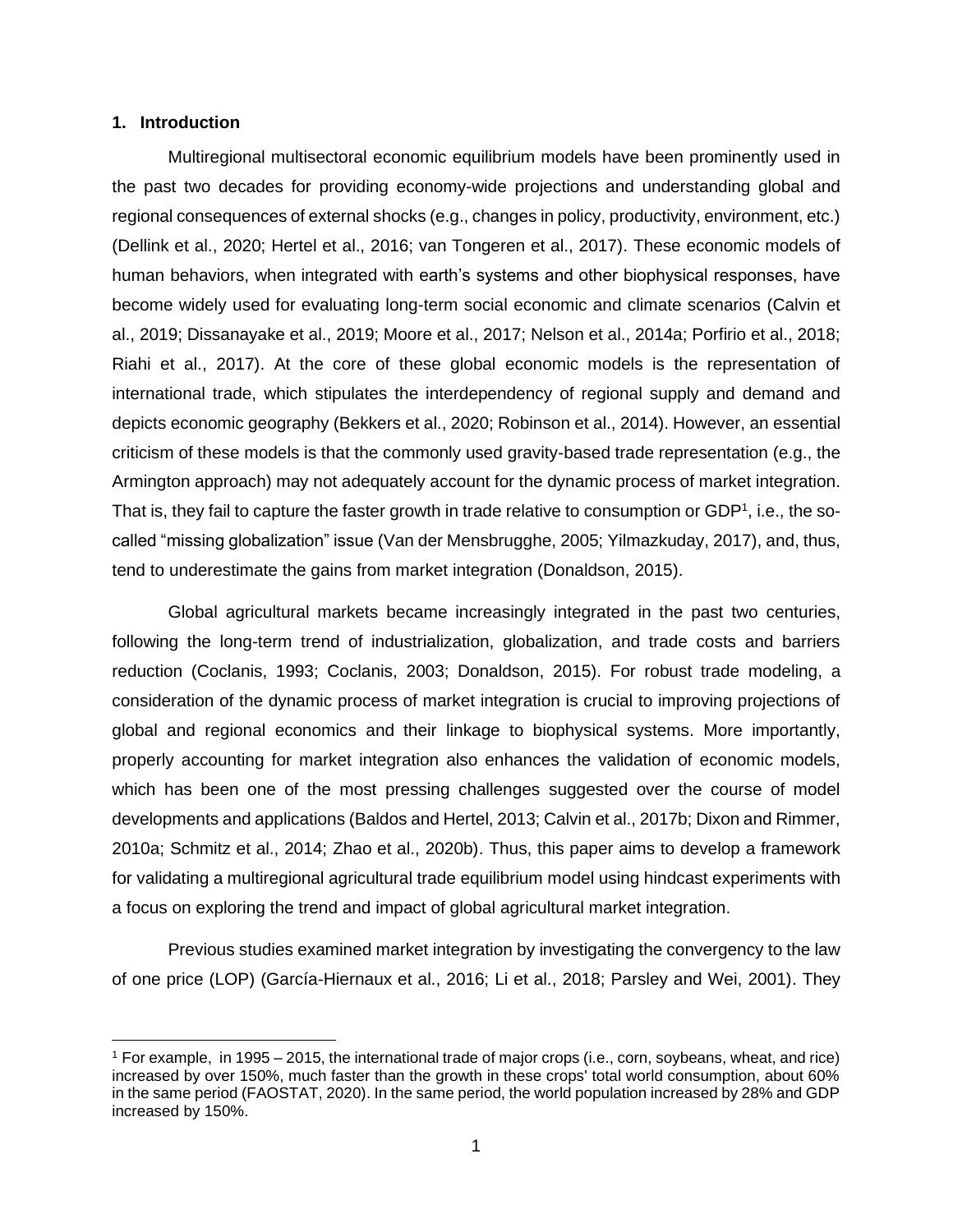## 1. Introduction

Multiregional multisectoral economic equilibrium models have been prominently used in the past two decades for providing economy-wide projections and understanding global and regional consequences of external shocks (e.g., changes in policy, productivity, environment, etc.) (Dellink et al., 2020; Hertel et al., 2016; van Tongeren et al., 2017). These economic models of human behaviors, when integrated with earth's systems and other biophysical responses, have become widely used for evaluating long-term social economic and climate scenarios (Calvin et al., 2019; Dissanayake et al., 2019; Moore et al., 2017; Nelson et al., 2014a; Porfirio et al., 2018; Riahi et al., 2017). At the core of these global economic models is the representation of international trade, which stipulates the interdependency of regional supply and demand and depicts economic geography (Bekkers et al., 2020; Robinson et al., 2014). However, an essential criticism of these models is that the commonly used gravity-based trade representation (e.g., the Armington approach) may not adequately account for the dynamic process of market integration. That is, they fail to capture the faster growth in trade relative to consumption or GDP[1], i.e., the so-called "missing globalization" issue (Van der Mensbrugghe, 2005; Yilmazkuday, 2017), and, thus, tend to underestimate the gains from market integration (Donaldson, 2015).

Global agricultural markets became increasingly integrated in the past two centuries, following the long-term trend of industrialization, globalization, and trade costs and barriers reduction (Coclanis, 1993; Coclanis, 2003; Donaldson, 2015). For robust trade modeling, a consideration of the dynamic process of market integration is crucial to improving projections of global and regional economics and their linkage to biophysical systems. More importantly, properly accounting for market integration also enhances the validation of economic models, which has been one of the most pressing challenges suggested over the course of model developments and applications (Baldos and Hertel, 2013; Calvin et al., 2017b; Dixon and Rimmer, 2010a; Schmitz et al., 2014; Zhao et al., 2020b). Thus, this paper aims to develop a framework for validating a multiregional agricultural trade equilibrium model using hindcast experiments with a focus on exploring the trend and impact of global agricultural market integration.

Previous studies examined market integration by investigating the convergency to the law of one price (LOP) (García-Hiernaux et al., 2016; Li et al., 2018; Parsley and Wei, 2001). They

[1] For example, in 1995 – 2015, the international trade of major crops (i.e., corn, soybeans, wheat, and rice) increased by over 150%, much faster than the growth in these crops' total world consumption, about 60% in the same period (FAOSTAT, 2020). In the same period, the world population increased by 28% and GDP increased by 150%.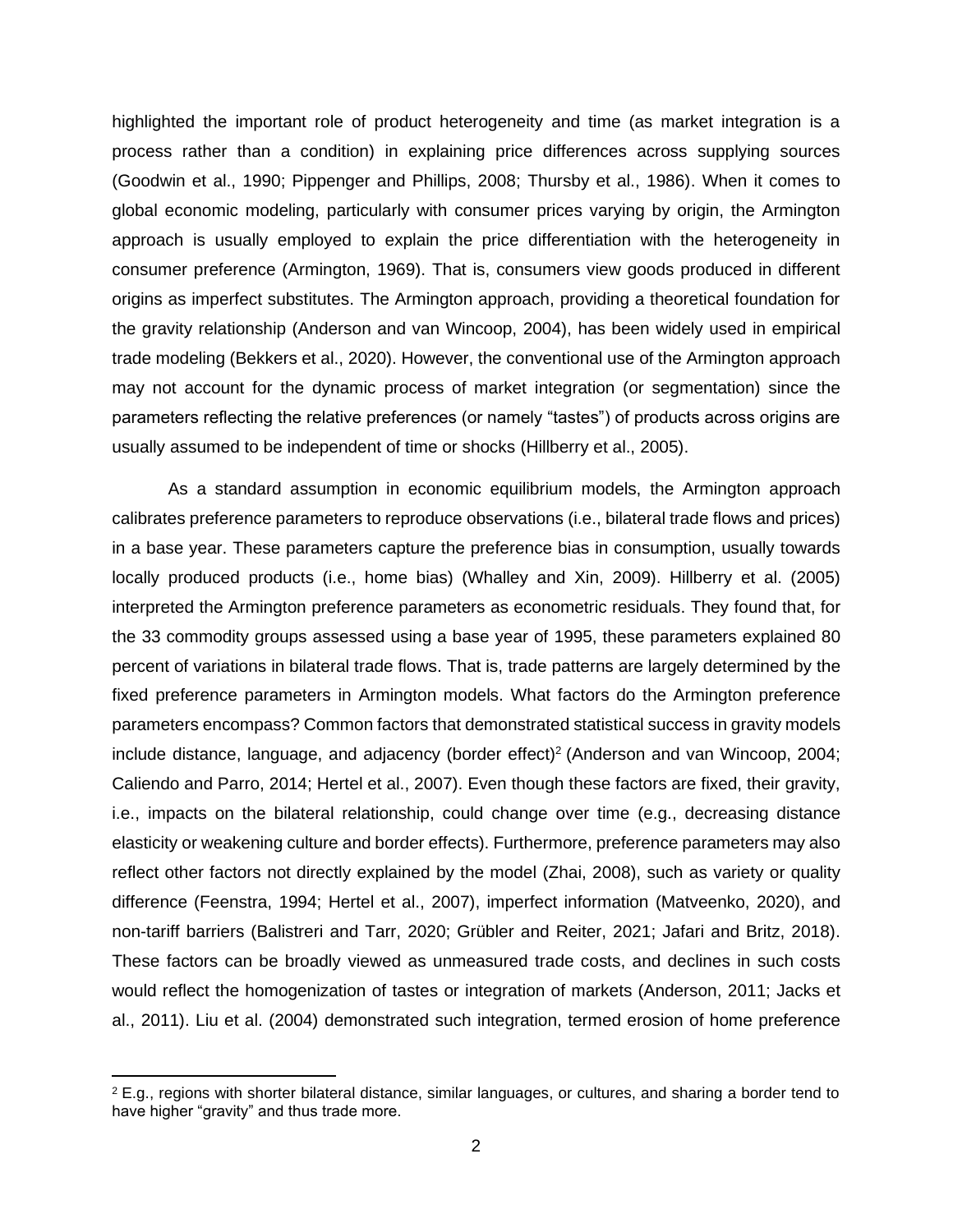highlighted the important role of product heterogeneity and time (as market integration is a process rather than a condition) in explaining price differences across supplying sources (Goodwin et al., 1990; Pippenger and Phillips, 2008; Thursby et al., 1986). When it comes to global economic modeling, particularly with consumer prices varying by origin, the Armington approach is usually employed to explain the price differentiation with the heterogeneity in consumer preference (Armington, 1969). That is, consumers view goods produced in different origins as imperfect substitutes. The Armington approach, providing a theoretical foundation for the gravity relationship (Anderson and van Wincoop, 2004), has been widely used in empirical trade modeling (Bekkers et al., 2020). However, the conventional use of the Armington approach may not account for the dynamic process of market integration (or segmentation) since the parameters reflecting the relative preferences (or namely "tastes") of products across origins are usually assumed to be independent of time or shocks (Hillberry et al., 2005).

As a standard assumption in economic equilibrium models, the Armington approach calibrates preference parameters to reproduce observations (i.e., bilateral trade flows and prices) in a base year. These parameters capture the preference bias in consumption, usually towards locally produced products (i.e., home bias) (Whalley and Xin, 2009). Hillberry et al. (2005) interpreted the Armington preference parameters as econometric residuals. They found that, for the 33 commodity groups assessed using a base year of 1995, these parameters explained 80 percent of variations in bilateral trade flows. That is, trade patterns are largely determined by the fixed preference parameters in Armington models. What factors do the Armington preference parameters encompass? Common factors that demonstrated statistical success in gravity models include distance, language, and adjacency (border effect)[2] (Anderson and van Wincoop, 2004; Caliendo and Parro, 2014; Hertel et al., 2007). Even though these factors are fixed, their gravity, i.e., impacts on the bilateral relationship, could change over time (e.g., decreasing distance elasticity or weakening culture and border effects). Furthermore, preference parameters may also reflect other factors not directly explained by the model (Zhai, 2008), such as variety or quality difference (Feenstra, 1994; Hertel et al., 2007), imperfect information (Matveenko, 2020), and non-tariff barriers (Balistreri and Tarr, 2020; Grübler and Reiter, 2021; Jafari and Britz, 2018). These factors can be broadly viewed as unmeasured trade costs, and declines in such costs would reflect the homogenization of tastes or integration of markets (Anderson, 2011; Jacks et al., 2011). Liu et al. (2004) demonstrated such integration, termed erosion of home preference

[2] E.g., regions with shorter bilateral distance, similar languages, or cultures, and sharing a border tend to have higher "gravity" and thus trade more.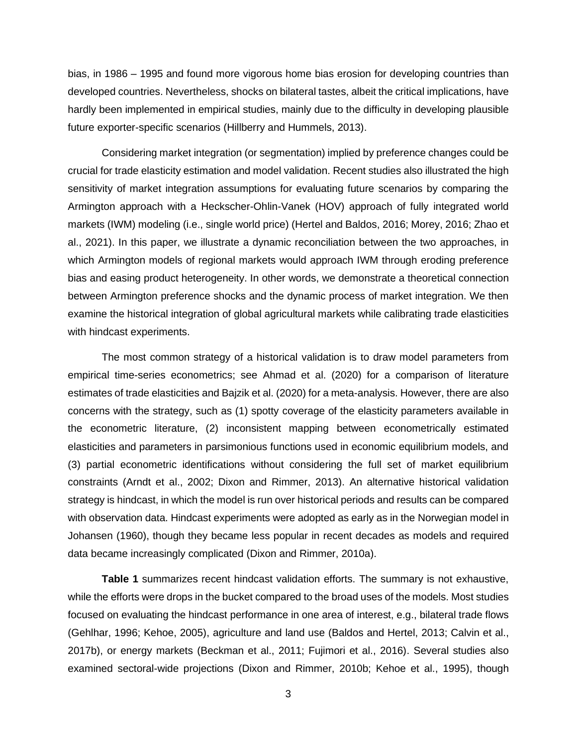bias, in 1986 – 1995 and found more vigorous home bias erosion for developing countries than developed countries. Nevertheless, shocks on bilateral tastes, albeit the critical implications, have hardly been implemented in empirical studies, mainly due to the difficulty in developing plausible future exporter-specific scenarios (Hillberry and Hummels, 2013).

Considering market integration (or segmentation) implied by preference changes could be crucial for trade elasticity estimation and model validation. Recent studies also illustrated the high sensitivity of market integration assumptions for evaluating future scenarios by comparing the Armington approach with a Heckscher-Ohlin-Vanek (HOV) approach of fully integrated world markets (IWM) modeling (i.e., single world price) (Hertel and Baldos, 2016; Morey, 2016; Zhao et al., 2021). In this paper, we illustrate a dynamic reconciliation between the two approaches, in which Armington models of regional markets would approach IWM through eroding preference bias and easing product heterogeneity. In other words, we demonstrate a theoretical connection between Armington preference shocks and the dynamic process of market integration. We then examine the historical integration of global agricultural markets while calibrating trade elasticities with hindcast experiments.

The most common strategy of a historical validation is to draw model parameters from empirical time-series econometrics; see Ahmad et al. (2020) for a comparison of literature estimates of trade elasticities and Bajzik et al. (2020) for a meta-analysis. However, there are also concerns with the strategy, such as (1) spotty coverage of the elasticity parameters available in the econometric literature, (2) inconsistent mapping between econometrically estimated elasticities and parameters in parsimonious functions used in economic equilibrium models, and (3) partial econometric identifications without considering the full set of market equilibrium constraints (Arndt et al., 2002; Dixon and Rimmer, 2013). An alternative historical validation strategy is hindcast, in which the model is run over historical periods and results can be compared with observation data. Hindcast experiments were adopted as early as in the Norwegian model in Johansen (1960), though they became less popular in recent decades as models and required data became increasingly complicated (Dixon and Rimmer, 2010a).

**Table 1** summarizes recent hindcast validation efforts. The summary is not exhaustive, while the efforts were drops in the bucket compared to the broad uses of the models. Most studies focused on evaluating the hindcast performance in one area of interest, e.g., bilateral trade flows (Gehlhar, 1996; Kehoe, 2005), agriculture and land use (Baldos and Hertel, 2013; Calvin et al., 2017b), or energy markets (Beckman et al., 2011; Fujimori et al., 2016). Several studies also examined sectoral-wide projections (Dixon and Rimmer, 2010b; Kehoe et al., 1995), though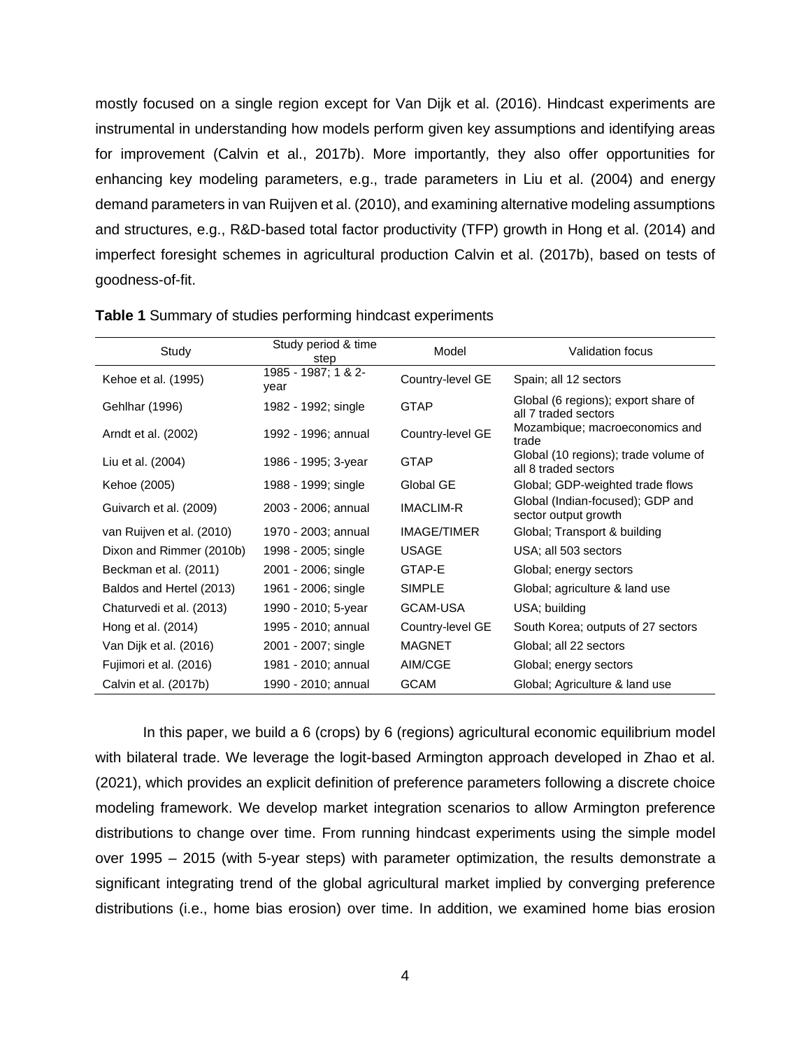mostly focused on a single region except for Van Dijk et al. (2016). Hindcast experiments are instrumental in understanding how models perform given key assumptions and identifying areas for improvement (Calvin et al., 2017b). More importantly, they also offer opportunities for enhancing key modeling parameters, e.g., trade parameters in Liu et al. (2004) and energy demand parameters in van Ruijven et al. (2010), and examining alternative modeling assumptions and structures, e.g., R&D-based total factor productivity (TFP) growth in Hong et al. (2014) and imperfect foresight schemes in agricultural production Calvin et al. (2017b), based on tests of goodness-of-fit.

**Table 1** Summary of studies performing hindcast experiments

| Study | Study period & time step | Model | Validation focus |
|---|---|---|---|
| Kehoe et al. (1995) | 1985 - 1987; 1 & 2-year | Country-level GE | Spain; all 12 sectors |
| Gehlhar (1996) | 1982 - 1992; single | GTAP | Global (6 regions); export share of all 7 traded sectors |
| Arndt et al. (2002) | 1992 - 1996; annual | Country-level GE | Mozambique; macroeconomics and trade |
| Liu et al. (2004) | 1986 - 1995; 3-year | GTAP | Global (10 regions); trade volume of all 8 traded sectors |
| Kehoe (2005) | 1988 - 1999; single | Global GE | Global; GDP-weighted trade flows |
| Guivarch et al. (2009) | 2003 - 2006; annual | IMACLIM-R | Global (Indian-focused); GDP and sector output growth |
| van Ruijven et al. (2010) | 1970 - 2003; annual | IMAGE/TIMER | Global; Transport & building |
| Dixon and Rimmer (2010b) | 1998 - 2005; single | USAGE | USA; all 503 sectors |
| Beckman et al. (2011) | 2001 - 2006; single | GTAP-E | Global; energy sectors |
| Baldos and Hertel (2013) | 1961 - 2006; single | SIMPLE | Global; agriculture & land use |
| Chaturvedi et al. (2013) | 1990 - 2010; 5-year | GCAM-USA | USA; building |
| Hong et al. (2014) | 1995 - 2010; annual | Country-level GE | South Korea; outputs of 27 sectors |
| Van Dijk et al. (2016) | 2001 - 2007; single | MAGNET | Global; all 22 sectors |
| Fujimori et al. (2016) | 1981 - 2010; annual | AIM/CGE | Global; energy sectors |
| Calvin et al. (2017b) | 1990 - 2010; annual | GCAM | Global; Agriculture & land use |

In this paper, we build a 6 (crops) by 6 (regions) agricultural economic equilibrium model with bilateral trade. We leverage the logit-based Armington approach developed in Zhao et al. (2021), which provides an explicit definition of preference parameters following a discrete choice modeling framework. We develop market integration scenarios to allow Armington preference distributions to change over time. From running hindcast experiments using the simple model over 1995 – 2015 (with 5-year steps) with parameter optimization, the results demonstrate a significant integrating trend of the global agricultural market implied by converging preference distributions (i.e., home bias erosion) over time. In addition, we examined home bias erosion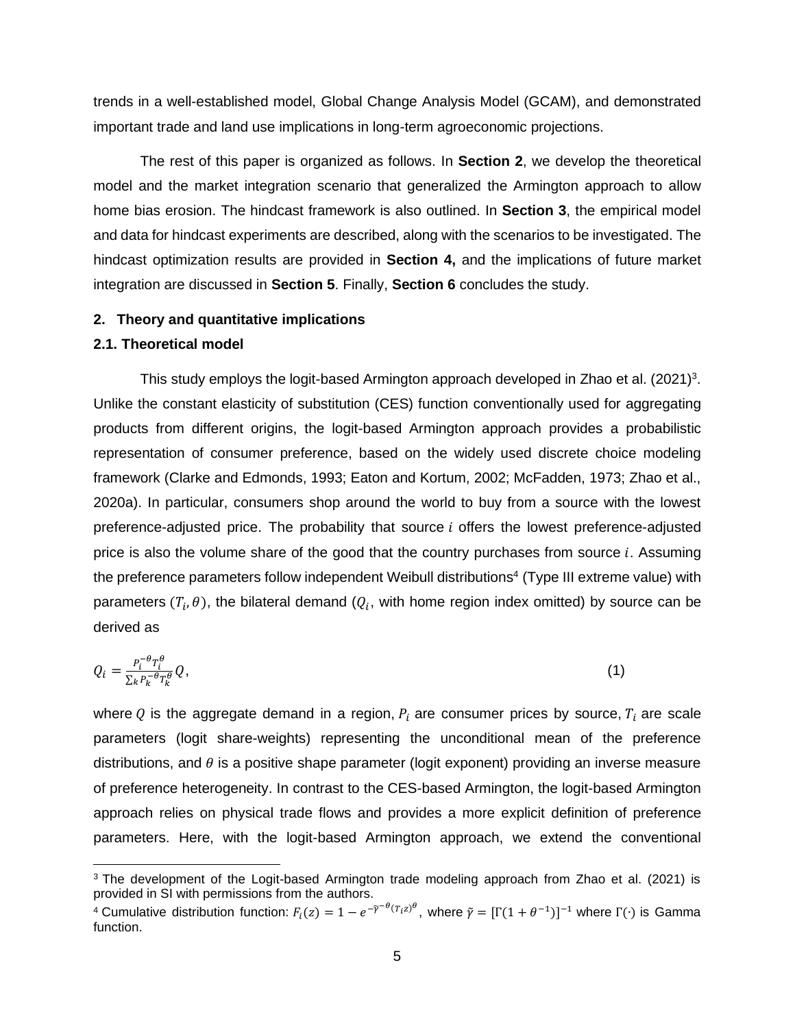trends in a well-established model, Global Change Analysis Model (GCAM), and demonstrated important trade and land use implications in long-term agroeconomic projections.

The rest of this paper is organized as follows. In **Section 2**, we develop the theoretical model and the market integration scenario that generalized the Armington approach to allow home bias erosion. The hindcast framework is also outlined. In **Section 3**, the empirical model and data for hindcast experiments are described, along with the scenarios to be investigated. The hindcast optimization results are provided in **Section 4,** and the implications of future market integration are discussed in **Section 5**. Finally, **Section 6** concludes the study.

## 2. Theory and quantitative implications

### 2.1. Theoretical model

This study employs the logit-based Armington approach developed in Zhao et al. (2021)[3]. Unlike the constant elasticity of substitution (CES) function conventionally used for aggregating products from different origins, the logit-based Armington approach provides a probabilistic representation of consumer preference, based on the widely used discrete choice modeling framework (Clarke and Edmonds, 1993; Eaton and Kortum, 2002; McFadden, 1973; Zhao et al., 2020a). In particular, consumers shop around the world to buy from a source with the lowest preference-adjusted price. The probability that source $i$ offers the lowest preference-adjusted price is also the volume share of the good that the country purchases from source $i$. Assuming the preference parameters follow independent Weibull distributions[4] (Type III extreme value) with parameters $(T_i, \theta)$, the bilateral demand ($Q_i$, with home region index omitted) by source can be derived as

$$Q_i = \frac{P_i^{-\theta} T_i^{\theta}}{\sum_k P_k^{-\theta} T_k^{\theta}} Q, \tag{1}$$

where $Q$ is the aggregate demand in a region, $P_i$ are consumer prices by source, $T_i$ are scale parameters (logit share-weights) representing the unconditional mean of the preference distributions, and $\theta$ is a positive shape parameter (logit exponent) providing an inverse measure of preference heterogeneity. In contrast to the CES-based Armington, the logit-based Armington approach relies on physical trade flows and provides a more explicit definition of preference parameters. Here, with the logit-based Armington approach, we extend the conventional

---

[3] The development of the Logit-based Armington trade modeling approach from Zhao et al. (2021) is provided in SI with permissions from the authors.

[4] Cumulative distribution function: $F_i(z) = 1 - e^{-\tilde{\gamma}^{-\theta}(T_i z)^{\theta}}$, where $\tilde{\gamma} = [\Gamma(1 + \theta^{-1})]^{-1}$ where $\Gamma(\cdot)$ is Gamma function.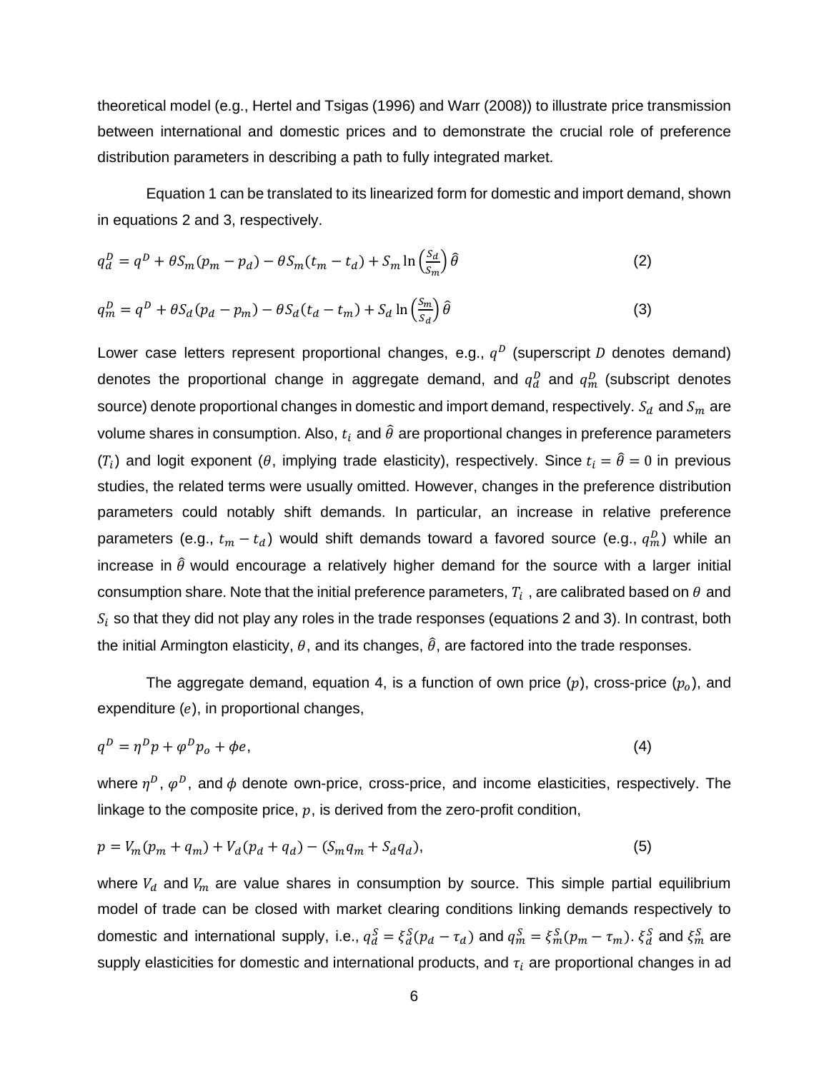theoretical model (e.g., Hertel and Tsigas (1996) and Warr (2008)) to illustrate price transmission between international and domestic prices and to demonstrate the crucial role of preference distribution parameters in describing a path to fully integrated market.

Equation 1 can be translated to its linearized form for domestic and import demand, shown in equations 2 and 3, respectively.

$$q_d^D = q^D + \theta S_m(p_m - p_d) - \theta S_m(t_m - t_d) + S_m \ln\left(\frac{S_d}{S_m}\right)\hat{\theta} \quad (2)$$

$$q_m^D = q^D + \theta S_d(p_d - p_m) - \theta S_d(t_d - t_m) + S_d \ln\left(\frac{S_m}{S_d}\right)\hat{\theta} \quad (3)$$

Lower case letters represent proportional changes, e.g., $q^D$ (superscript $D$ denotes demand) denotes the proportional change in aggregate demand, and $q_d^D$ and $q_m^D$ (subscript denotes source) denote proportional changes in domestic and import demand, respectively. $S_d$ and $S_m$ are volume shares in consumption. Also, $t_i$ and $\hat{\theta}$ are proportional changes in preference parameters ($T_i$) and logit exponent ($\theta$, implying trade elasticity), respectively. Since $t_i = \hat{\theta} = 0$ in previous studies, the related terms were usually omitted. However, changes in the preference distribution parameters could notably shift demands. In particular, an increase in relative preference parameters (e.g., $t_m - t_d$) would shift demands toward a favored source (e.g., $q_m^D$) while an increase in $\hat{\theta}$ would encourage a relatively higher demand for the source with a larger initial consumption share. Note that the initial preference parameters, $T_i$ , are calibrated based on $\theta$ and $S_i$ so that they did not play any roles in the trade responses (equations 2 and 3). In contrast, both the initial Armington elasticity, $\theta$, and its changes, $\hat{\theta}$, are factored into the trade responses.

The aggregate demand, equation 4, is a function of own price ($p$), cross-price ($p_o$), and expenditure ($e$), in proportional changes,

$$q^D = \eta^D p + \varphi^D p_o + \phi e, \quad (4)$$

where $\eta^D$, $\varphi^D$, and $\phi$ denote own-price, cross-price, and income elasticities, respectively. The linkage to the composite price, $p$, is derived from the zero-profit condition,

$$p = V_m(p_m + q_m) + V_d(p_d + q_d) - (S_m q_m + S_d q_d), \quad (5)$$

where $V_d$ and $V_m$ are value shares in consumption by source. This simple partial equilibrium model of trade can be closed with market clearing conditions linking demands respectively to domestic and international supply, i.e., $q_d^S = \xi_d^S(p_d - \tau_d)$ and $q_m^S = \xi_m^S(p_m - \tau_m)$. $\xi_d^S$ and $\xi_m^S$ are supply elasticities for domestic and international products, and $\tau_i$ are proportional changes in ad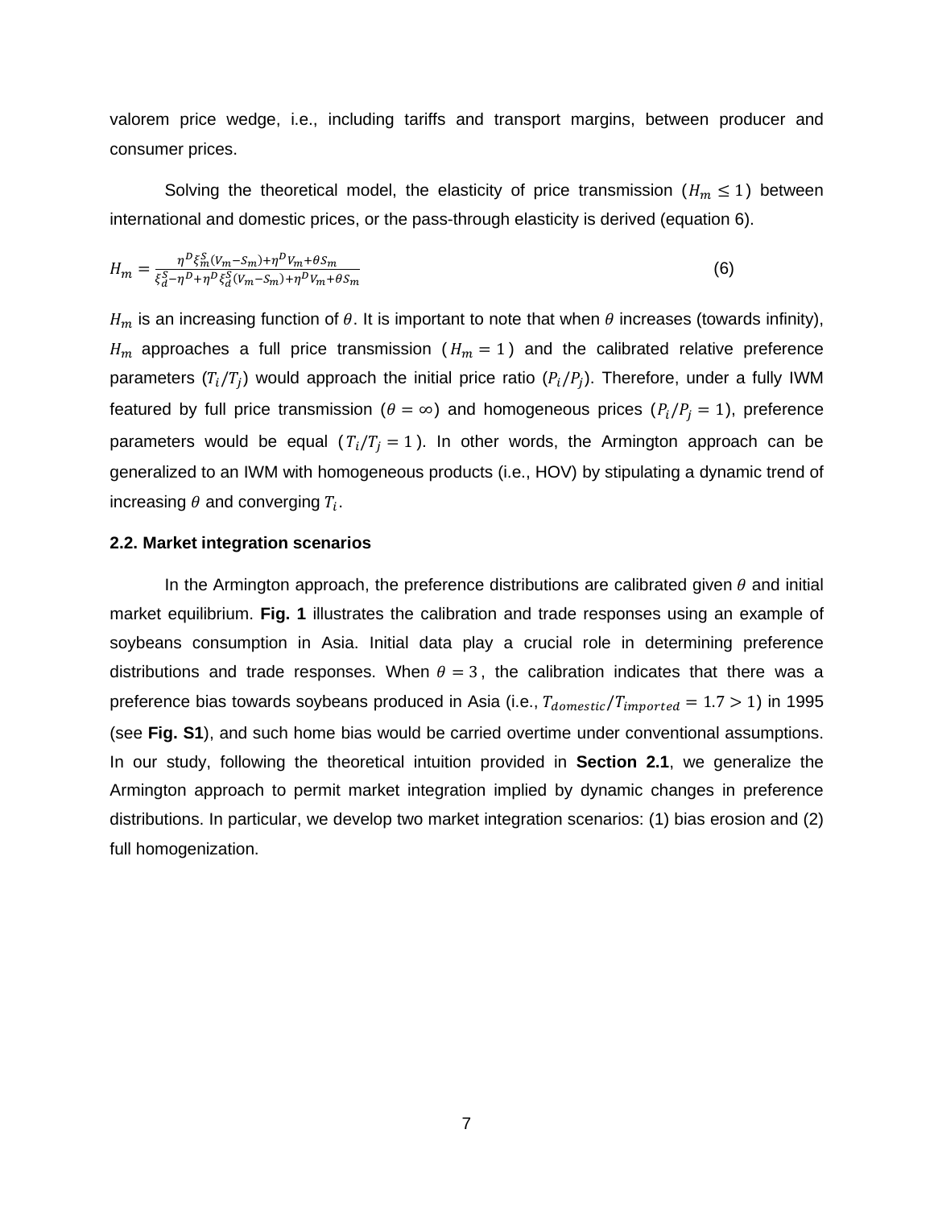valorem price wedge, i.e., including tariffs and transport margins, between producer and consumer prices.

Solving the theoretical model, the elasticity of price transmission ($H_m \leq 1$) between international and domestic prices, or the pass-through elasticity is derived (equation 6).

$$H_m = \frac{\eta^D \xi_m^S (V_m - S_m) + \eta^D V_m + \theta S_m}{\xi_d^S - \eta^D + \eta^D \xi_d^S (V_m - S_m) + \eta^D V_m + \theta S_m} \tag{6}$$

$H_m$ is an increasing function of $\theta$. It is important to note that when $\theta$ increases (towards infinity), $H_m$ approaches a full price transmission ($H_m = 1$) and the calibrated relative preference parameters ($T_i/T_j$) would approach the initial price ratio ($P_i/P_j$). Therefore, under a fully IWM featured by full price transmission ($\theta = \infty$) and homogeneous prices ($P_i/P_j = 1$), preference parameters would be equal ($T_i/T_j = 1$). In other words, the Armington approach can be generalized to an IWM with homogeneous products (i.e., HOV) by stipulating a dynamic trend of increasing $\theta$ and converging $T_i$.

### 2.2. Market integration scenarios

In the Armington approach, the preference distributions are calibrated given $\theta$ and initial market equilibrium. **Fig. 1** illustrates the calibration and trade responses using an example of soybeans consumption in Asia. Initial data play a crucial role in determining preference distributions and trade responses. When $\theta = 3$, the calibration indicates that there was a preference bias towards soybeans produced in Asia (i.e., $T_{domestic}/T_{imported} = 1.7 > 1$) in 1995 (see **Fig. S1**), and such home bias would be carried overtime under conventional assumptions. In our study, following the theoretical intuition provided in **Section 2.1**, we generalize the Armington approach to permit market integration implied by dynamic changes in preference distributions. In particular, we develop two market integration scenarios: (1) bias erosion and (2) full homogenization.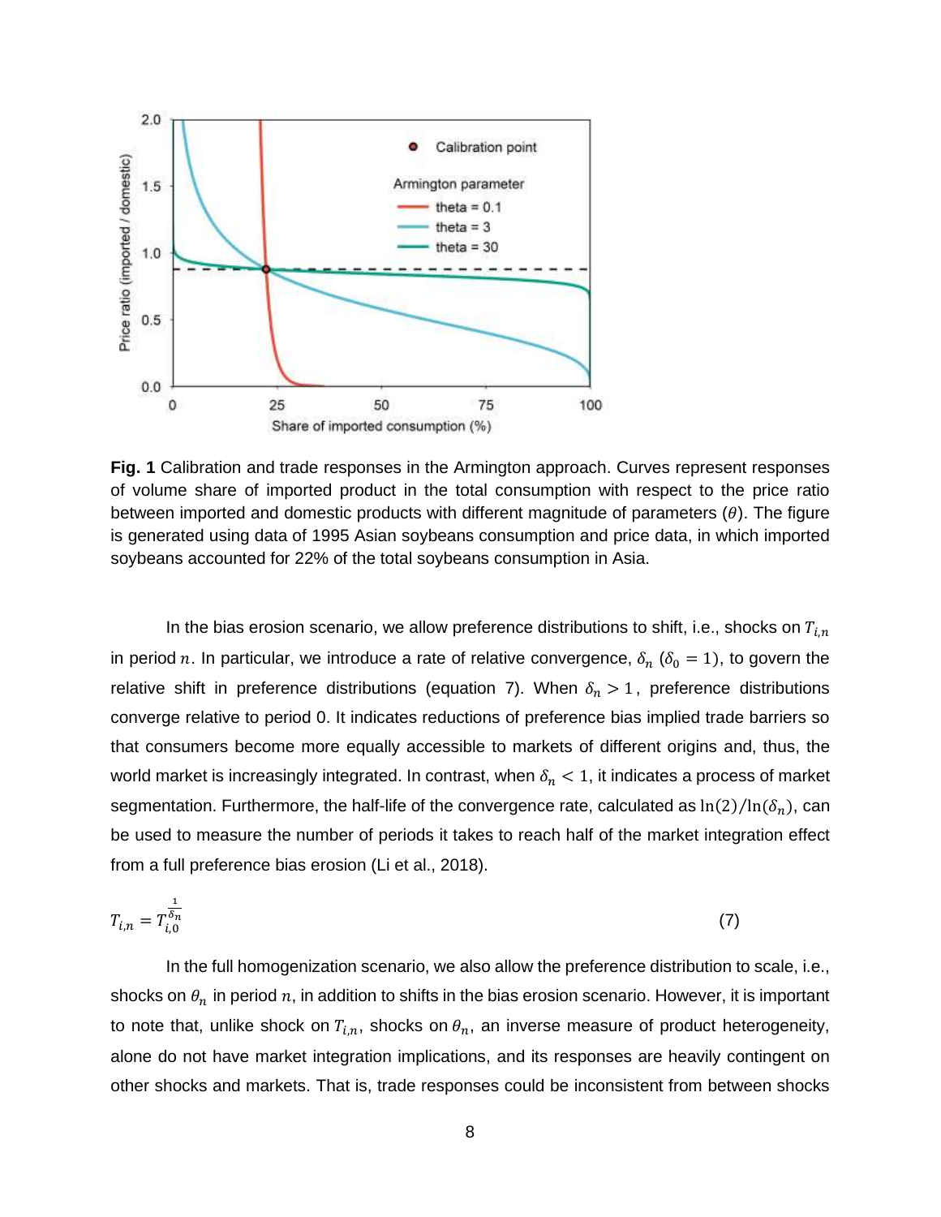**Fig. 1** Calibration and trade responses in the Armington approach. Curves represent responses of volume share of imported product in the total consumption with respect to the price ratio between imported and domestic products with different magnitude of parameters ($\theta$). The figure is generated using data of 1995 Asian soybeans consumption and price data, in which imported soybeans accounted for 22% of the total soybeans consumption in Asia.

In the bias erosion scenario, we allow preference distributions to shift, i.e., shocks on $T_{i,n}$ in period $n$. In particular, we introduce a rate of relative convergence, $\delta_n$ ($\delta_0 = 1$), to govern the relative shift in preference distributions (equation 7). When $\delta_n > 1$, preference distributions converge relative to period 0. It indicates reductions of preference bias implied trade barriers so that consumers become more equally accessible to markets of different origins and, thus, the world market is increasingly integrated. In contrast, when $\delta_n < 1$, it indicates a process of market segmentation. Furthermore, the half-life of the convergence rate, calculated as $\ln(2)/\ln(\delta_n)$, can be used to measure the number of periods it takes to reach half of the market integration effect from a full preference bias erosion (Li et al., 2018).

$$T_{i,n} = T_{i,0}^{\frac{1}{\delta_n}} \tag{7}$$

In the full homogenization scenario, we also allow the preference distribution to scale, i.e., shocks on $\theta_n$ in period $n$, in addition to shifts in the bias erosion scenario. However, it is important to note that, unlike shock on $T_{i,n}$, shocks on $\theta_n$, an inverse measure of product heterogeneity, alone do not have market integration implications, and its responses are heavily contingent on other shocks and markets. That is, trade responses could be inconsistent from between shocks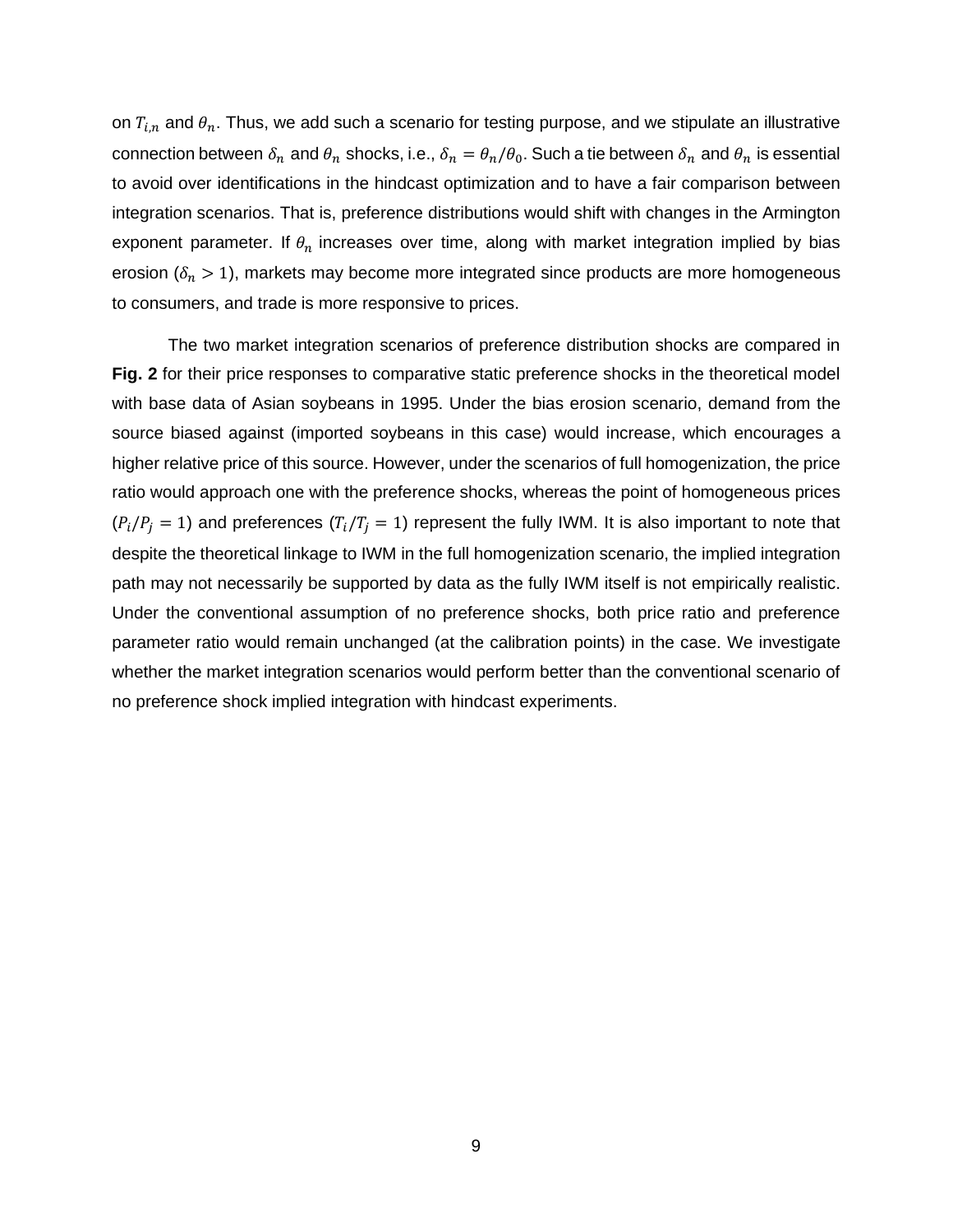on $T_{i,n}$ and $\theta_n$. Thus, we add such a scenario for testing purpose, and we stipulate an illustrative connection between $\delta_n$ and $\theta_n$ shocks, i.e., $\delta_n = \theta_n/\theta_0$. Such a tie between $\delta_n$ and $\theta_n$ is essential to avoid over identifications in the hindcast optimization and to have a fair comparison between integration scenarios. That is, preference distributions would shift with changes in the Armington exponent parameter. If $\theta_n$ increases over time, along with market integration implied by bias erosion ($\delta_n > 1$), markets may become more integrated since products are more homogeneous to consumers, and trade is more responsive to prices.

The two market integration scenarios of preference distribution shocks are compared in **Fig. 2** for their price responses to comparative static preference shocks in the theoretical model with base data of Asian soybeans in 1995. Under the bias erosion scenario, demand from the source biased against (imported soybeans in this case) would increase, which encourages a higher relative price of this source. However, under the scenarios of full homogenization, the price ratio would approach one with the preference shocks, whereas the point of homogeneous prices ($P_i/P_j = 1$) and preferences ($T_i/T_j = 1$) represent the fully IWM. It is also important to note that despite the theoretical linkage to IWM in the full homogenization scenario, the implied integration path may not necessarily be supported by data as the fully IWM itself is not empirically realistic. Under the conventional assumption of no preference shocks, both price ratio and preference parameter ratio would remain unchanged (at the calibration points) in the case. We investigate whether the market integration scenarios would perform better than the conventional scenario of no preference shock implied integration with hindcast experiments.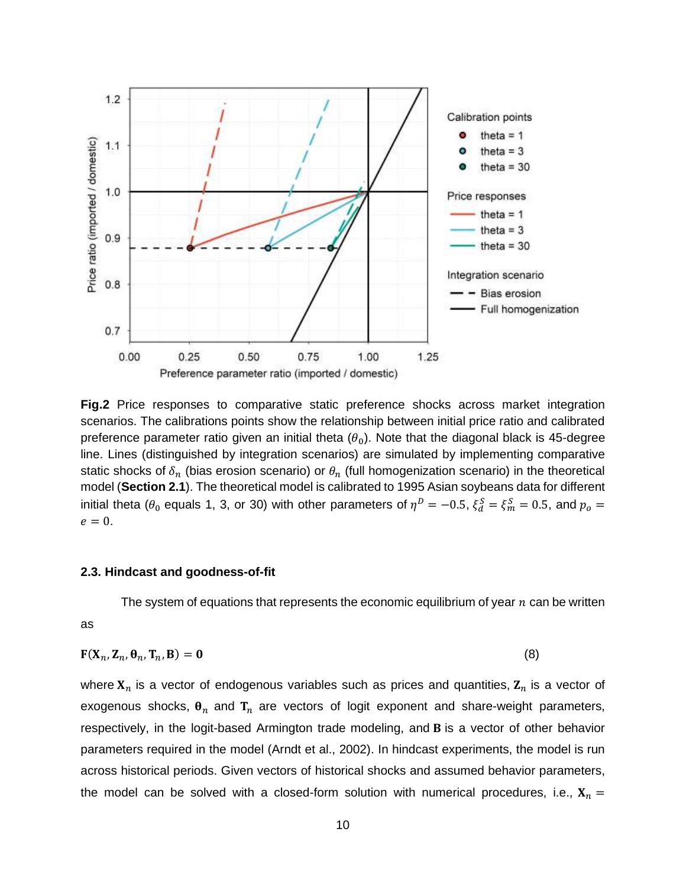**Fig.2** Price responses to comparative static preference shocks across market integration scenarios. The calibrations points show the relationship between initial price ratio and calibrated preference parameter ratio given an initial theta ($\theta_0$). Note that the diagonal black is 45-degree line. Lines (distinguished by integration scenarios) are simulated by implementing comparative static shocks of $\delta_n$ (bias erosion scenario) or $\theta_n$ (full homogenization scenario) in the theoretical model (**Section 2.1**). The theoretical model is calibrated to 1995 Asian soybeans data for different initial theta ($\theta_0$ equals 1, 3, or 30) with other parameters of $\eta^D = -0.5$, $\xi_d^S = \xi_m^S = 0.5$, and $p_o = e = 0$.

### 2.3. Hindcast and goodness-of-fit

The system of equations that represents the economic equilibrium of year $n$ can be written as

$$\mathbf{F}(\mathbf{X}_n, \mathbf{Z}_n, \boldsymbol{\theta}_n, \mathbf{T}_n, \mathbf{B}) = \mathbf{0} \tag{8}$$

where $\mathbf{X}_n$ is a vector of endogenous variables such as prices and quantities, $\mathbf{Z}_n$ is a vector of exogenous shocks, $\boldsymbol{\theta}_n$ and $\mathbf{T}_n$ are vectors of logit exponent and share-weight parameters, respectively, in the logit-based Armington trade modeling, and $\mathbf{B}$ is a vector of other behavior parameters required in the model (Arndt et al., 2002). In hindcast experiments, the model is run across historical periods. Given vectors of historical shocks and assumed behavior parameters, the model can be solved with a closed-form solution with numerical procedures, i.e., $\mathbf{X}_n =$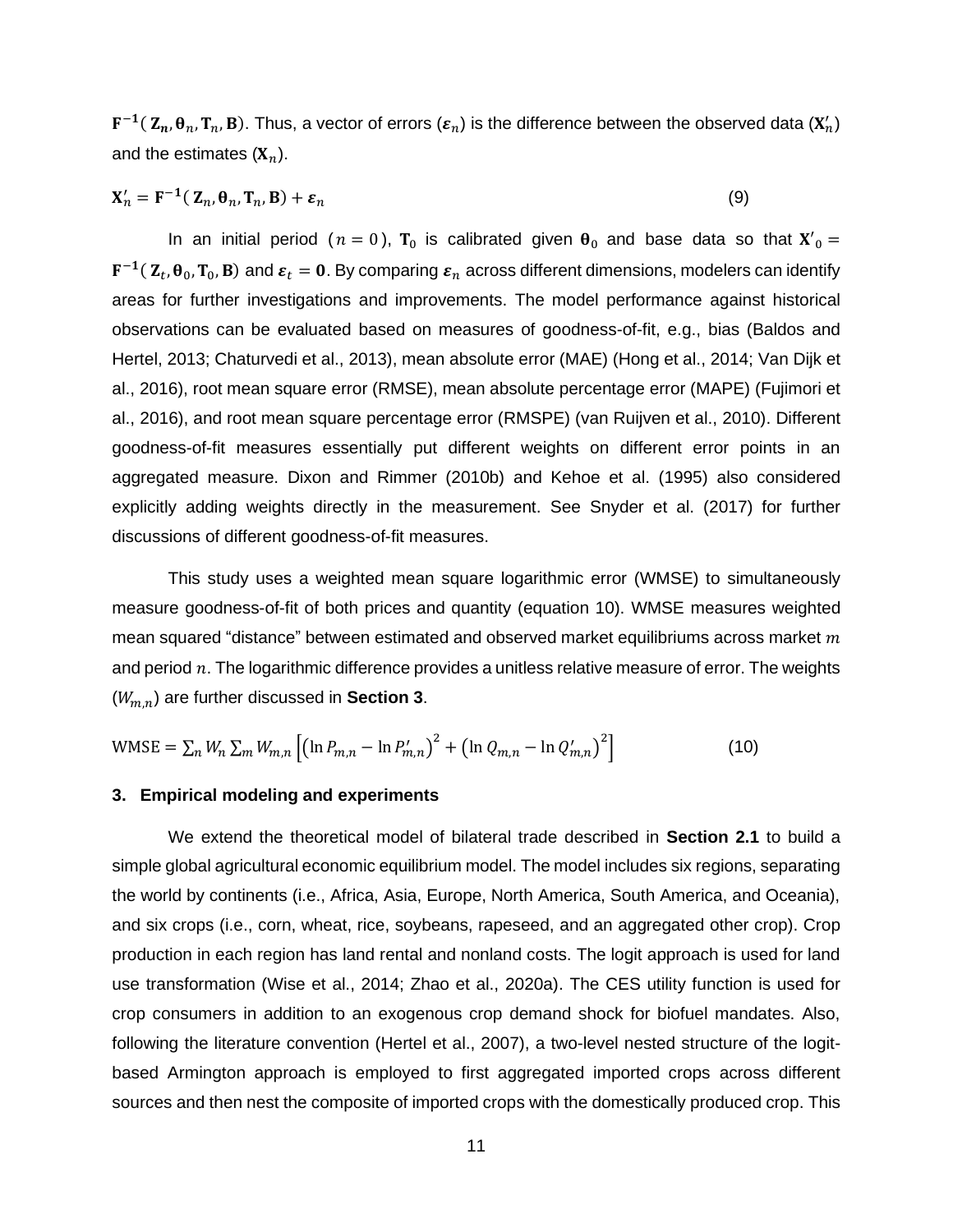$\mathbf{F^{-1}}(\mathbf{Z_n}, \boldsymbol{\theta}_n, \mathbf{T}_n, \mathbf{B})$. Thus, a vector of errors ($\boldsymbol{\varepsilon}_n$) is the difference between the observed data ($\mathbf{X}'_n$) and the estimates ($\mathbf{X}_n$).

$$\mathbf{X}'_n = \mathbf{F^{-1}}(\mathbf{Z_n}, \boldsymbol{\theta}_n, \mathbf{T}_n, \mathbf{B}) + \boldsymbol{\varepsilon}_n \tag{9}$$

In an initial period ($n = 0$), $\mathbf{T}_0$ is calibrated given $\boldsymbol{\theta}_0$ and base data so that $\mathbf{X'}_0 = \mathbf{F^{-1}}(\mathbf{Z}_t, \boldsymbol{\theta}_0, \mathbf{T}_0, \mathbf{B})$ and $\boldsymbol{\varepsilon}_t = \mathbf{0}$. By comparing $\boldsymbol{\varepsilon}_n$ across different dimensions, modelers can identify areas for further investigations and improvements. The model performance against historical observations can be evaluated based on measures of goodness-of-fit, e.g., bias (Baldos and Hertel, 2013; Chaturvedi et al., 2013), mean absolute error (MAE) (Hong et al., 2014; Van Dijk et al., 2016), root mean square error (RMSE), mean absolute percentage error (MAPE) (Fujimori et al., 2016), and root mean square percentage error (RMSPE) (van Ruijven et al., 2010). Different goodness-of-fit measures essentially put different weights on different error points in an aggregated measure. Dixon and Rimmer (2010b) and Kehoe et al. (1995) also considered explicitly adding weights directly in the measurement. See Snyder et al. (2017) for further discussions of different goodness-of-fit measures.

This study uses a weighted mean square logarithmic error (WMSE) to simultaneously measure goodness-of-fit of both prices and quantity (equation 10). WMSE measures weighted mean squared "distance" between estimated and observed market equilibriums across market $m$ and period $n$. The logarithmic difference provides a unitless relative measure of error. The weights ($W_{m,n}$) are further discussed in **Section 3**.

$$\text{WMSE} = \sum_n W_n \sum_m W_{m,n} \left[ \left( \ln P_{m,n} - \ln P'_{m,n} \right)^2 + \left( \ln Q_{m,n} - \ln Q'_{m,n} \right)^2 \right] \tag{10}$$

## 3. Empirical modeling and experiments

We extend the theoretical model of bilateral trade described in **Section 2.1** to build a simple global agricultural economic equilibrium model. The model includes six regions, separating the world by continents (i.e., Africa, Asia, Europe, North America, South America, and Oceania), and six crops (i.e., corn, wheat, rice, soybeans, rapeseed, and an aggregated other crop). Crop production in each region has land rental and nonland costs. The logit approach is used for land use transformation (Wise et al., 2014; Zhao et al., 2020a). The CES utility function is used for crop consumers in addition to an exogenous crop demand shock for biofuel mandates. Also, following the literature convention (Hertel et al., 2007), a two-level nested structure of the logit-based Armington approach is employed to first aggregated imported crops across different sources and then nest the composite of imported crops with the domestically produced crop. This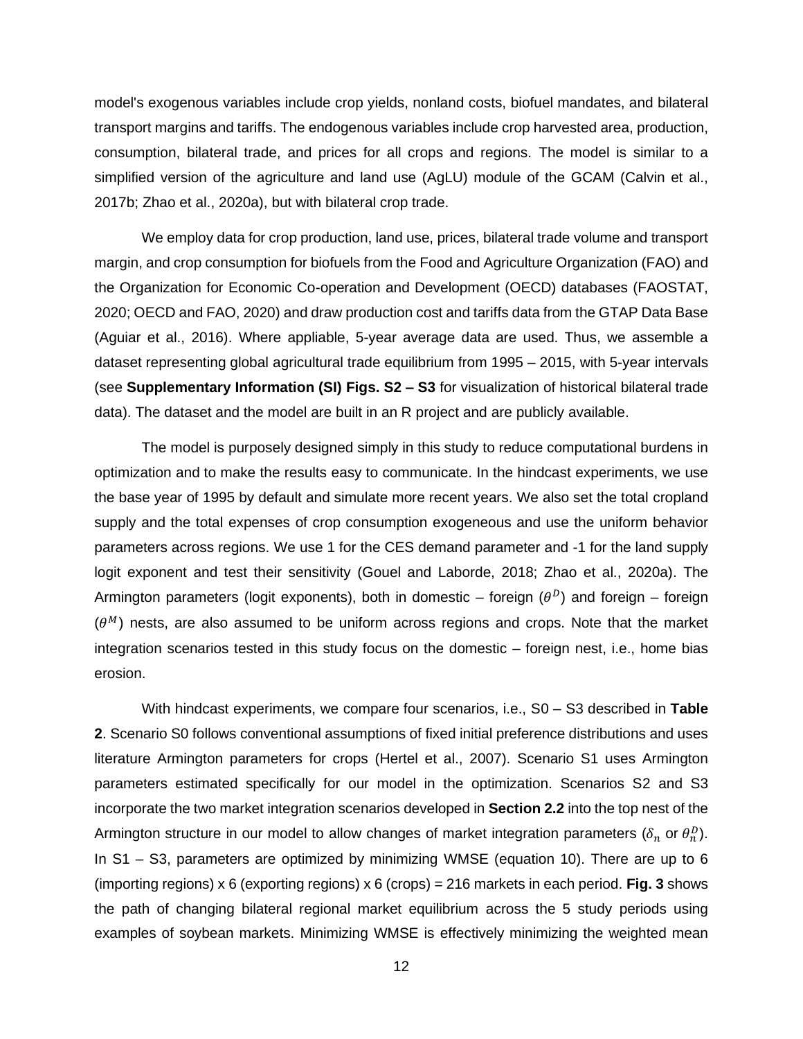model's exogenous variables include crop yields, nonland costs, biofuel mandates, and bilateral transport margins and tariffs. The endogenous variables include crop harvested area, production, consumption, bilateral trade, and prices for all crops and regions. The model is similar to a simplified version of the agriculture and land use (AgLU) module of the GCAM (Calvin et al., 2017b; Zhao et al., 2020a), but with bilateral crop trade.

We employ data for crop production, land use, prices, bilateral trade volume and transport margin, and crop consumption for biofuels from the Food and Agriculture Organization (FAO) and the Organization for Economic Co-operation and Development (OECD) databases (FAOSTAT, 2020; OECD and FAO, 2020) and draw production cost and tariffs data from the GTAP Data Base (Aguiar et al., 2016). Where appliable, 5-year average data are used. Thus, we assemble a dataset representing global agricultural trade equilibrium from 1995 – 2015, with 5-year intervals (see **Supplementary Information (SI) Figs. S2 – S3** for visualization of historical bilateral trade data). The dataset and the model are built in an R project and are publicly available.

The model is purposely designed simply in this study to reduce computational burdens in optimization and to make the results easy to communicate. In the hindcast experiments, we use the base year of 1995 by default and simulate more recent years. We also set the total cropland supply and the total expenses of crop consumption exogeneous and use the uniform behavior parameters across regions. We use 1 for the CES demand parameter and -1 for the land supply logit exponent and test their sensitivity (Gouel and Laborde, 2018; Zhao et al., 2020a). The Armington parameters (logit exponents), both in domestic – foreign ($\theta^D$) and foreign – foreign ($\theta^M$) nests, are also assumed to be uniform across regions and crops. Note that the market integration scenarios tested in this study focus on the domestic – foreign nest, i.e., home bias erosion.

With hindcast experiments, we compare four scenarios, i.e., S0 – S3 described in **Table 2**. Scenario S0 follows conventional assumptions of fixed initial preference distributions and uses literature Armington parameters for crops (Hertel et al., 2007). Scenario S1 uses Armington parameters estimated specifically for our model in the optimization. Scenarios S2 and S3 incorporate the two market integration scenarios developed in **Section 2.2** into the top nest of the Armington structure in our model to allow changes of market integration parameters ($\delta_n$ or $\theta_n^D$). In S1 – S3, parameters are optimized by minimizing WMSE (equation 10). There are up to 6 (importing regions) x 6 (exporting regions) x 6 (crops) = 216 markets in each period. **Fig. 3** shows the path of changing bilateral regional market equilibrium across the 5 study periods using examples of soybean markets. Minimizing WMSE is effectively minimizing the weighted mean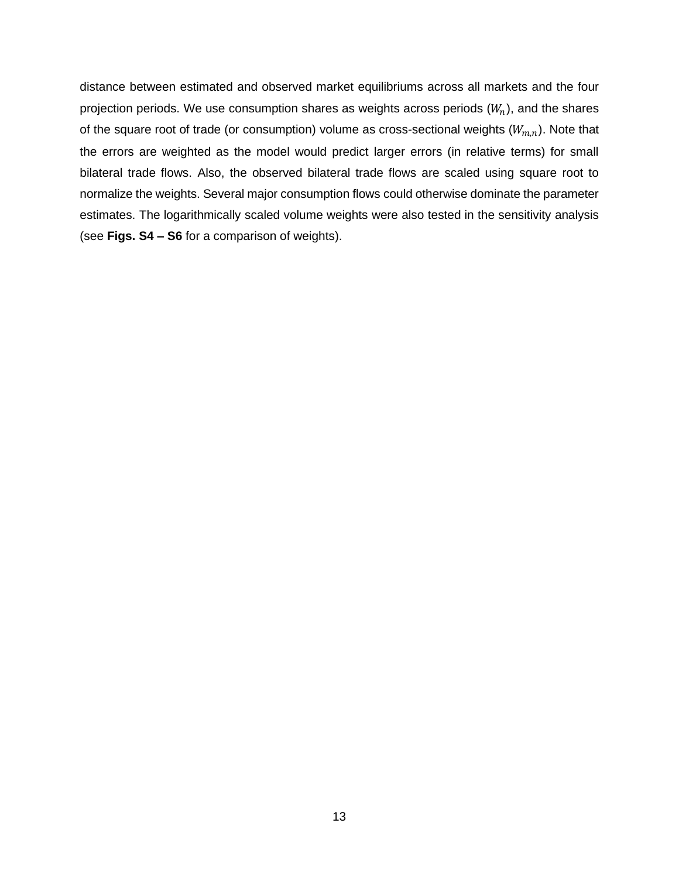distance between estimated and observed market equilibriums across all markets and the four projection periods. We use consumption shares as weights across periods ($W_n$), and the shares of the square root of trade (or consumption) volume as cross-sectional weights ($W_{m,n}$). Note that the errors are weighted as the model would predict larger errors (in relative terms) for small bilateral trade flows. Also, the observed bilateral trade flows are scaled using square root to normalize the weights. Several major consumption flows could otherwise dominate the parameter estimates. The logarithmically scaled volume weights were also tested in the sensitivity analysis (see **Figs. S4 – S6** for a comparison of weights).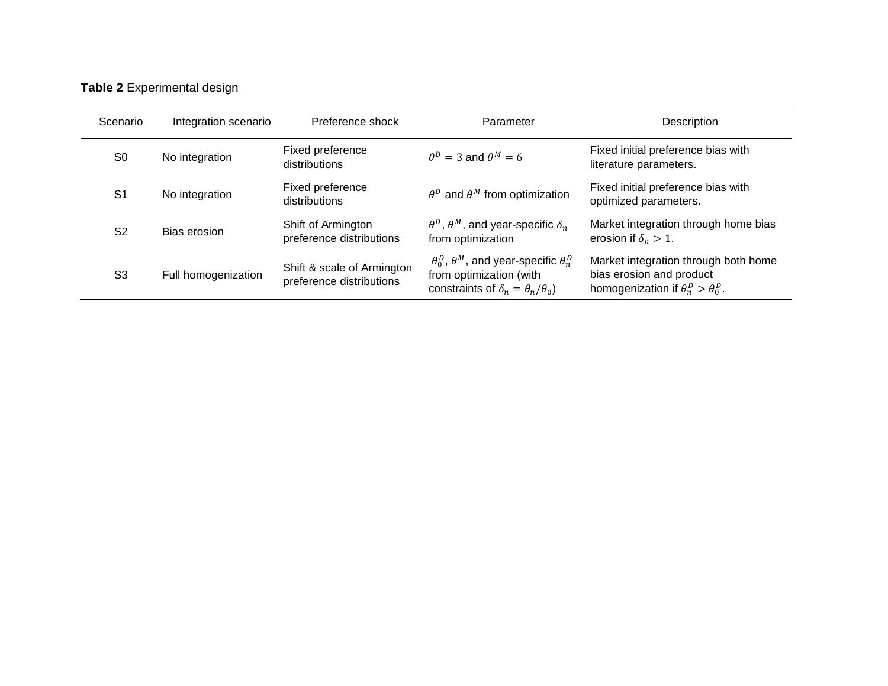**Table 2** Experimental design

| Scenario | Integration scenario | Preference shock | Parameter | Description |
| --- | --- | --- | --- | --- |
| S0 | No integration | Fixed preference distributions | $\theta^D = 3$ and $\theta^M = 6$ | Fixed initial preference bias with literature parameters. |
| S1 | No integration | Fixed preference distributions | $\theta^D$ and $\theta^M$ from optimization | Fixed initial preference bias with optimized parameters. |
| S2 | Bias erosion | Shift of Armington preference distributions | $\theta^D$, $\theta^M$, and year-specific $\delta_n$ from optimization | Market integration through home bias erosion if $\delta_n > 1$. |
| S3 | Full homogenization | Shift & scale of Armington preference distributions | $\theta_0^D$, $\theta^M$, and year-specific $\theta_n^D$ from optimization (with constraints of $\delta_n = \theta_n/\theta_0$) | Market integration through both home bias erosion and product homogenization if $\theta_n^D > \theta_0^D$. |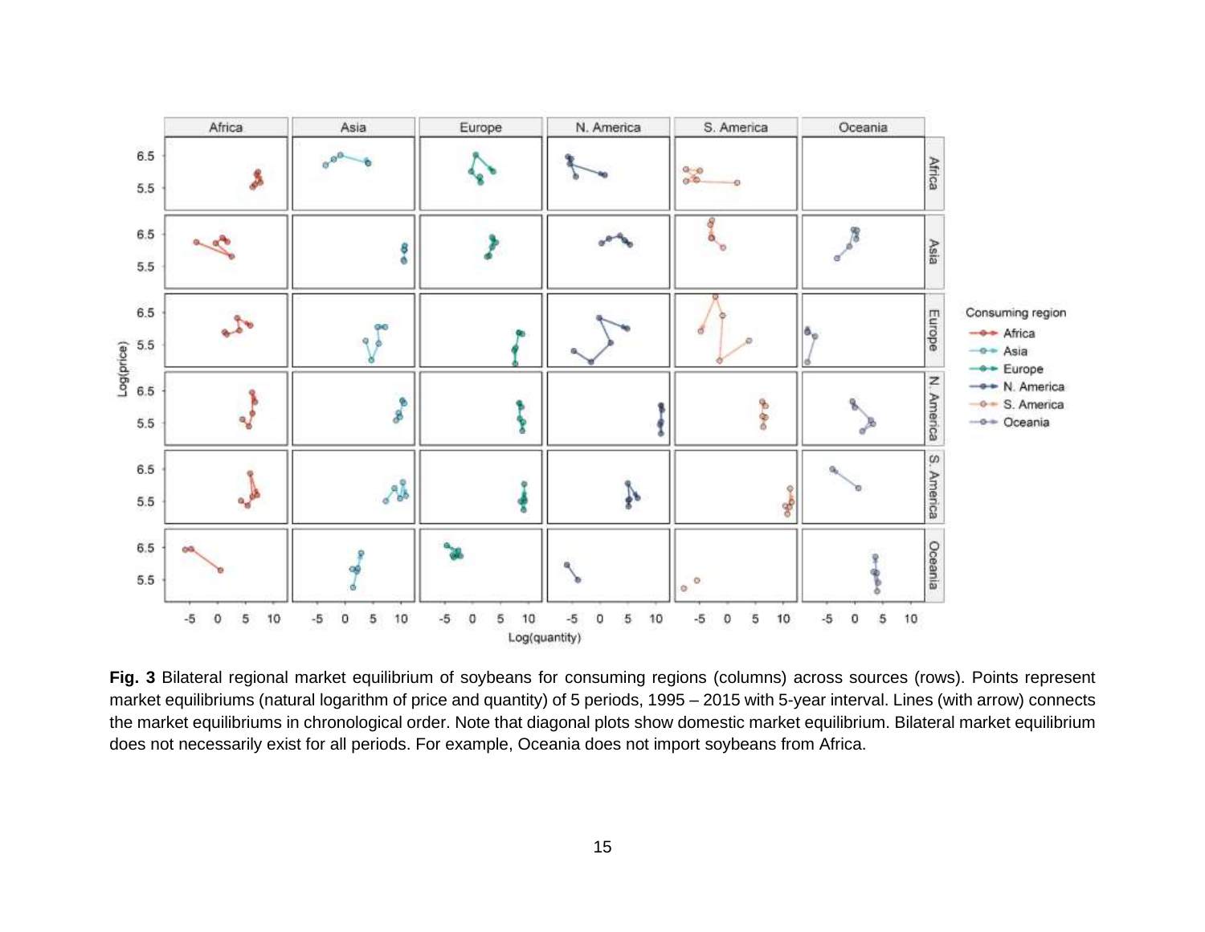**Fig. 3** Bilateral regional market equilibrium of soybeans for consuming regions (columns) across sources (rows). Points represent market equilibriums (natural logarithm of price and quantity) of 5 periods, 1995 – 2015 with 5-year interval. Lines (with arrow) connects the market equilibriums in chronological order. Note that diagonal plots show domestic market equilibrium. Bilateral market equilibrium does not necessarily exist for all periods. For example, Oceania does not import soybeans from Africa.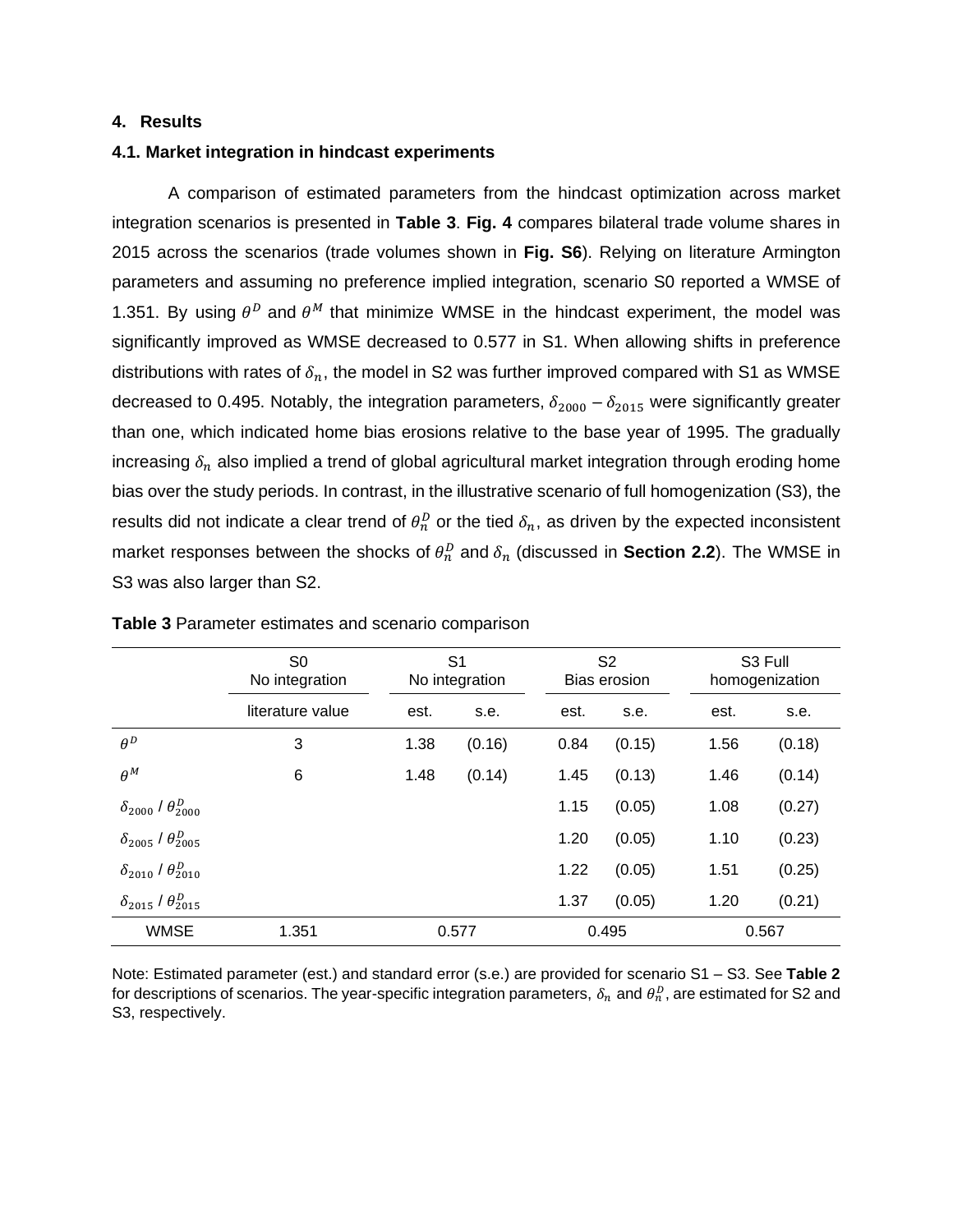## 4. Results

### 4.1. Market integration in hindcast experiments

A comparison of estimated parameters from the hindcast optimization across market integration scenarios is presented in **Table 3**. **Fig. 4** compares bilateral trade volume shares in 2015 across the scenarios (trade volumes shown in **Fig. S6**). Relying on literature Armington parameters and assuming no preference implied integration, scenario S0 reported a WMSE of 1.351. By using $\theta^D$ and $\theta^M$ that minimize WMSE in the hindcast experiment, the model was significantly improved as WMSE decreased to 0.577 in S1. When allowing shifts in preference distributions with rates of $\delta_n$, the model in S2 was further improved compared with S1 as WMSE decreased to 0.495. Notably, the integration parameters, $\delta_{2000}$ – $\delta_{2015}$ were significantly greater than one, which indicated home bias erosions relative to the base year of 1995. The gradually increasing $\delta_n$ also implied a trend of global agricultural market integration through eroding home bias over the study periods. In contrast, in the illustrative scenario of full homogenization (S3), the results did not indicate a clear trend of $\theta_n^D$ or the tied $\delta_n$, as driven by the expected inconsistent market responses between the shocks of $\theta_n^D$ and $\delta_n$ (discussed in **Section 2.2**). The WMSE in S3 was also larger than S2.

**Table 3** Parameter estimates and scenario comparison

| | S0 No integration | S1 No integration | | S2 Bias erosion | | S3 Full homogenization | |
|---|---|---|---|---|---|---|---|
| | literature value | est. | s.e. | est. | s.e. | est. | s.e. |
| $\theta^D$ | 3 | 1.38 | (0.16) | 0.84 | (0.15) | 1.56 | (0.18) |
| $\theta^M$ | 6 | 1.48 | (0.14) | 1.45 | (0.13) | 1.46 | (0.14) |
| $\delta_{2000}$ / $\theta_{2000}^D$ | | | | 1.15 | (0.05) | 1.08 | (0.27) |
| $\delta_{2005}$ / $\theta_{2005}^D$ | | | | 1.20 | (0.05) | 1.10 | (0.23) |
| $\delta_{2010}$ / $\theta_{2010}^D$ | | | | 1.22 | (0.05) | 1.51 | (0.25) |
| $\delta_{2015}$ / $\theta_{2015}^D$ | | | | 1.37 | (0.05) | 1.20 | (0.21) |
| WMSE | 1.351 | 0.577 | | 0.495 | | 0.567 | |

Note: Estimated parameter (est.) and standard error (s.e.) are provided for scenario S1 – S3. See **Table 2** for descriptions of scenarios. The year-specific integration parameters, $\delta_n$ and $\theta_n^D$, are estimated for S2 and S3, respectively.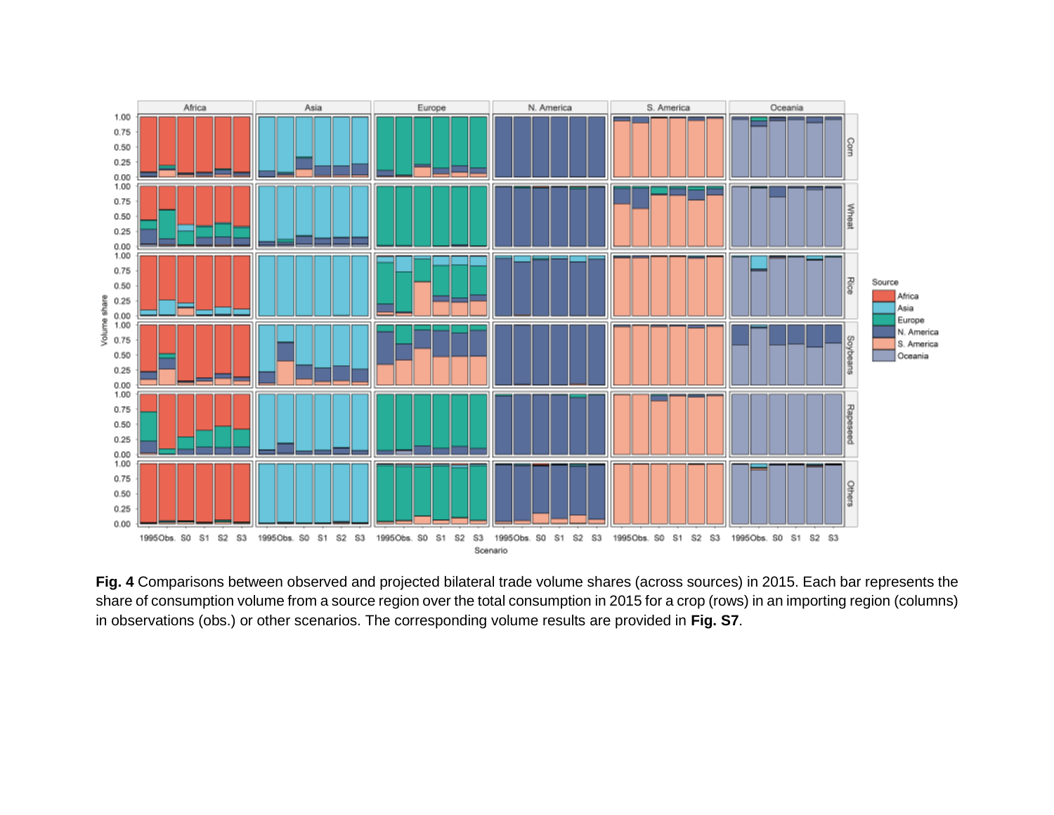**Fig. 4** Comparisons between observed and projected bilateral trade volume shares (across sources) in 2015. Each bar represents the share of consumption volume from a source region over the total consumption in 2015 for a crop (rows) in an importing region (columns) in observations (obs.) or other scenarios. The corresponding volume results are provided in **Fig. S7**.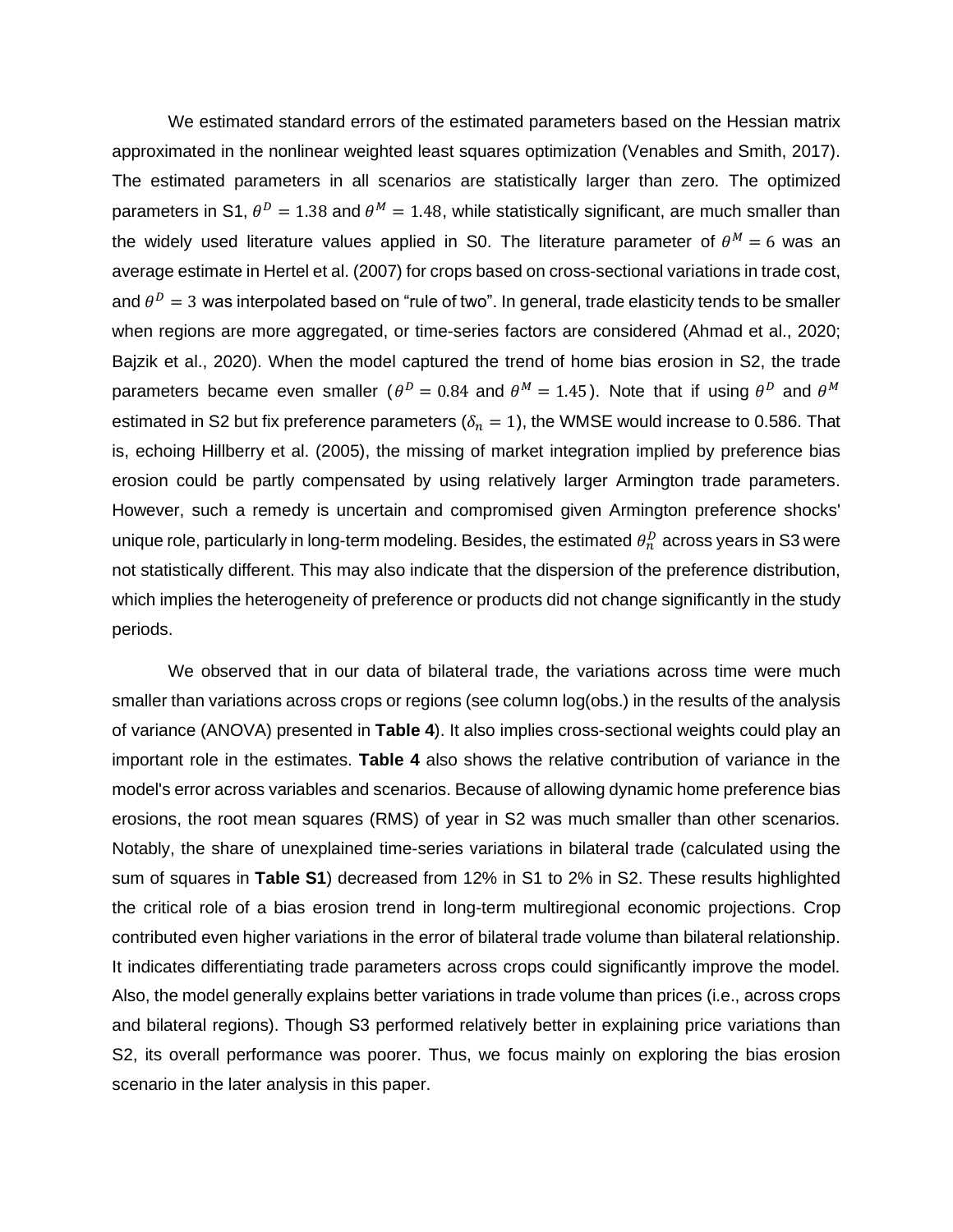We estimated standard errors of the estimated parameters based on the Hessian matrix approximated in the nonlinear weighted least squares optimization (Venables and Smith, 2017). The estimated parameters in all scenarios are statistically larger than zero. The optimized parameters in S1, $\theta^D = 1.38$ and $\theta^M = 1.48$, while statistically significant, are much smaller than the widely used literature values applied in S0. The literature parameter of $\theta^M = 6$ was an average estimate in Hertel et al. (2007) for crops based on cross-sectional variations in trade cost, and $\theta^D = 3$ was interpolated based on "rule of two". In general, trade elasticity tends to be smaller when regions are more aggregated, or time-series factors are considered (Ahmad et al., 2020; Bajzik et al., 2020). When the model captured the trend of home bias erosion in S2, the trade parameters became even smaller ($\theta^D = 0.84$ and $\theta^M = 1.45$). Note that if using $\theta^D$ and $\theta^M$ estimated in S2 but fix preference parameters ($\delta_n = 1$), the WMSE would increase to 0.586. That is, echoing Hillberry et al. (2005), the missing of market integration implied by preference bias erosion could be partly compensated by using relatively larger Armington trade parameters. However, such a remedy is uncertain and compromised given Armington preference shocks' unique role, particularly in long-term modeling. Besides, the estimated $\theta_n^D$ across years in S3 were not statistically different. This may also indicate that the dispersion of the preference distribution, which implies the heterogeneity of preference or products did not change significantly in the study periods.

We observed that in our data of bilateral trade, the variations across time were much smaller than variations across crops or regions (see column log(obs.) in the results of the analysis of variance (ANOVA) presented in **Table 4**). It also implies cross-sectional weights could play an important role in the estimates. **Table 4** also shows the relative contribution of variance in the model's error across variables and scenarios. Because of allowing dynamic home preference bias erosions, the root mean squares (RMS) of year in S2 was much smaller than other scenarios. Notably, the share of unexplained time-series variations in bilateral trade (calculated using the sum of squares in **Table S1**) decreased from 12% in S1 to 2% in S2. These results highlighted the critical role of a bias erosion trend in long-term multiregional economic projections. Crop contributed even higher variations in the error of bilateral trade volume than bilateral relationship. It indicates differentiating trade parameters across crops could significantly improve the model. Also, the model generally explains better variations in trade volume than prices (i.e., across crops and bilateral regions). Though S3 performed relatively better in explaining price variations than S2, its overall performance was poorer. Thus, we focus mainly on exploring the bias erosion scenario in the later analysis in this paper.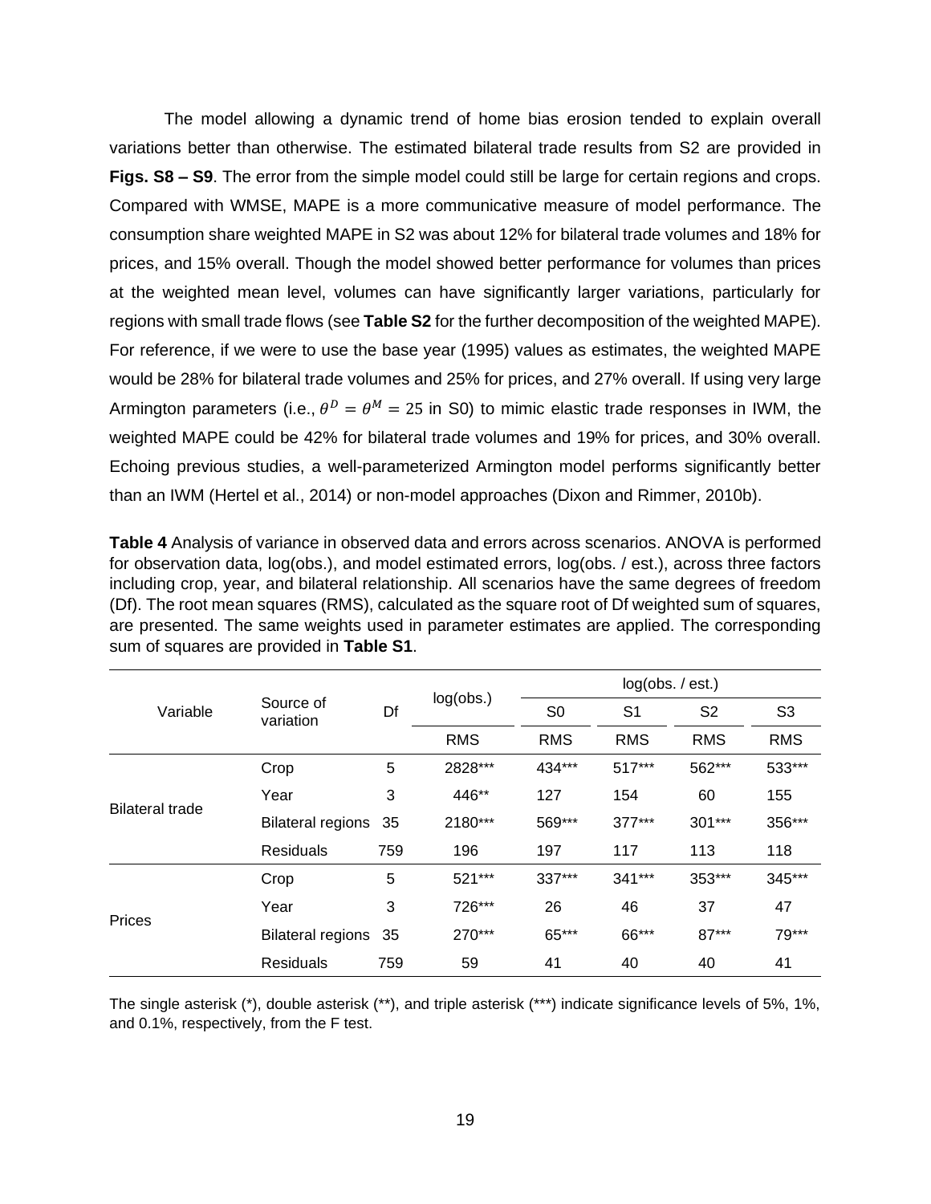The model allowing a dynamic trend of home bias erosion tended to explain overall variations better than otherwise. The estimated bilateral trade results from S2 are provided in **Figs. S8 – S9**. The error from the simple model could still be large for certain regions and crops. Compared with WMSE, MAPE is a more communicative measure of model performance. The consumption share weighted MAPE in S2 was about 12% for bilateral trade volumes and 18% for prices, and 15% overall. Though the model showed better performance for volumes than prices at the weighted mean level, volumes can have significantly larger variations, particularly for regions with small trade flows (see **Table S2** for the further decomposition of the weighted MAPE). For reference, if we were to use the base year (1995) values as estimates, the weighted MAPE would be 28% for bilateral trade volumes and 25% for prices, and 27% overall. If using very large Armington parameters (i.e., $\theta^D = \theta^M = 25$ in S0) to mimic elastic trade responses in IWM, the weighted MAPE could be 42% for bilateral trade volumes and 19% for prices, and 30% overall. Echoing previous studies, a well-parameterized Armington model performs significantly better than an IWM (Hertel et al., 2014) or non-model approaches (Dixon and Rimmer, 2010b).

**Table 4** Analysis of variance in observed data and errors across scenarios. ANOVA is performed for observation data, log(obs.), and model estimated errors, log(obs. / est.), across three factors including crop, year, and bilateral relationship. All scenarios have the same degrees of freedom (Df). The root mean squares (RMS), calculated as the square root of Df weighted sum of squares, are presented. The same weights used in parameter estimates are applied. The corresponding sum of squares are provided in **Table S1**.

| Variable | Source of variation | Df | log(obs.) | log(obs. / est.) | | | |
|---|---|---|---|---|---|---|---|
| | | | | S0 | S1 | S2 | S3 |
| | | | RMS | RMS | RMS | RMS | RMS |
| Bilateral trade | Crop | 5 | 2828*** | 434*** | 517*** | 562*** | 533*** |
| | Year | 3 | 446** | 127 | 154 | 60 | 155 |
| | Bilateral regions | 35 | 2180*** | 569*** | 377*** | 301*** | 356*** |
| | Residuals | 759 | 196 | 197 | 117 | 113 | 118 |
| Prices | Crop | 5 | 521*** | 337*** | 341*** | 353*** | 345*** |
| | Year | 3 | 726*** | 26 | 46 | 37 | 47 |
| | Bilateral regions | 35 | 270*** | 65*** | 66*** | 87*** | 79*** |
| | Residuals | 759 | 59 | 41 | 40 | 40 | 41 |

The single asterisk (*), double asterisk (**), and triple asterisk (***) indicate significance levels of 5%, 1%, and 0.1%, respectively, from the F test.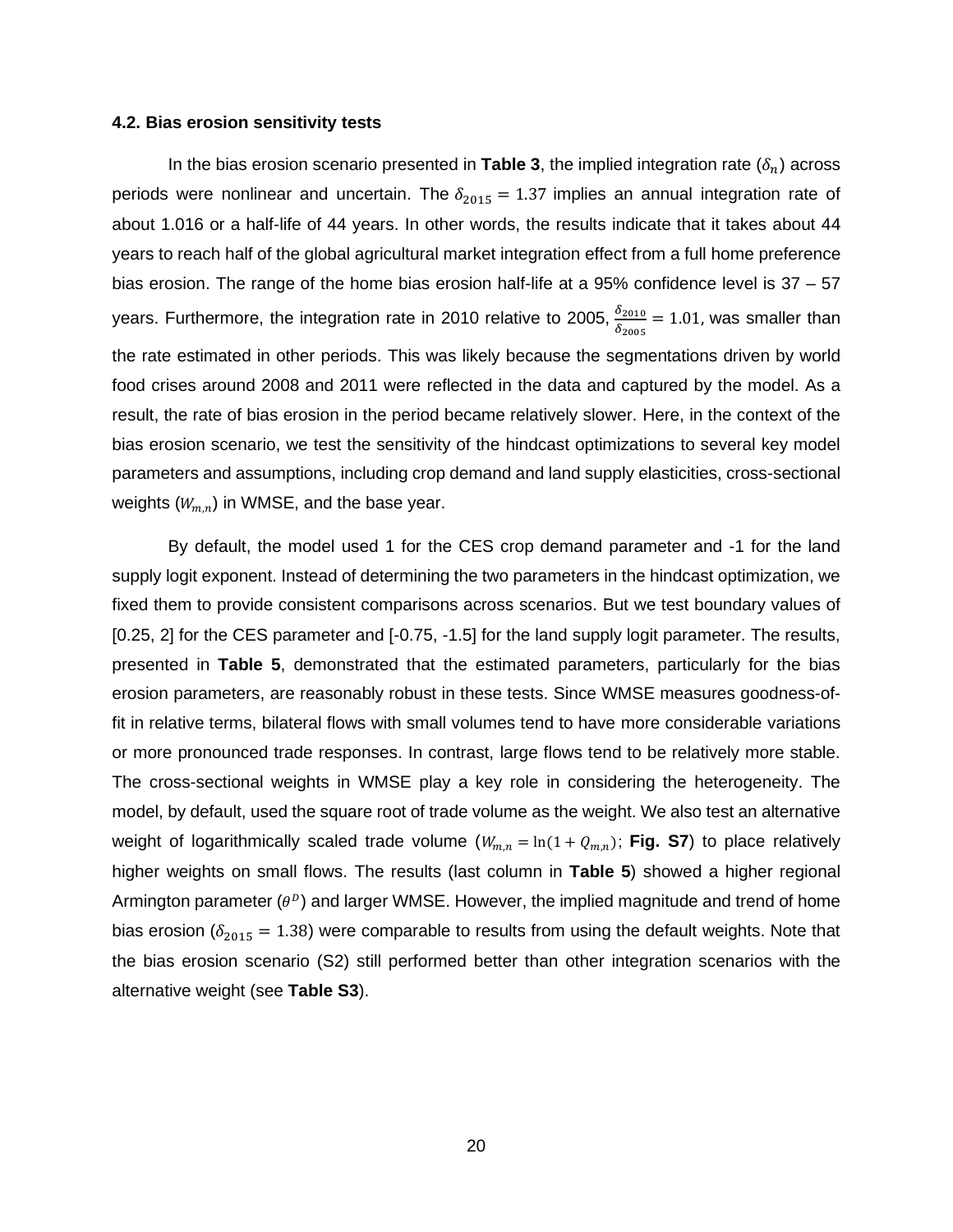### 4.2. Bias erosion sensitivity tests

In the bias erosion scenario presented in **Table 3**, the implied integration rate ($\delta_n$) across periods were nonlinear and uncertain. The $\delta_{2015} = 1.37$ implies an annual integration rate of about 1.016 or a half-life of 44 years. In other words, the results indicate that it takes about 44 years to reach half of the global agricultural market integration effect from a full home preference bias erosion. The range of the home bias erosion half-life at a 95% confidence level is 37 – 57 years. Furthermore, the integration rate in 2010 relative to 2005, $\frac{\delta_{2010}}{\delta_{2005}} = 1.01$, was smaller than the rate estimated in other periods. This was likely because the segmentations driven by world food crises around 2008 and 2011 were reflected in the data and captured by the model. As a result, the rate of bias erosion in the period became relatively slower. Here, in the context of the bias erosion scenario, we test the sensitivity of the hindcast optimizations to several key model parameters and assumptions, including crop demand and land supply elasticities, cross-sectional weights ($W_{m,n}$) in WMSE, and the base year.

By default, the model used 1 for the CES crop demand parameter and -1 for the land supply logit exponent. Instead of determining the two parameters in the hindcast optimization, we fixed them to provide consistent comparisons across scenarios. But we test boundary values of [0.25, 2] for the CES parameter and [-0.75, -1.5] for the land supply logit parameter. The results, presented in **Table 5**, demonstrated that the estimated parameters, particularly for the bias erosion parameters, are reasonably robust in these tests. Since WMSE measures goodness-of-fit in relative terms, bilateral flows with small volumes tend to have more considerable variations or more pronounced trade responses. In contrast, large flows tend to be relatively more stable. The cross-sectional weights in WMSE play a key role in considering the heterogeneity. The model, by default, used the square root of trade volume as the weight. We also test an alternative weight of logarithmically scaled trade volume ($W_{m,n} = \ln(1 + Q_{m,n})$; **Fig. S7**) to place relatively higher weights on small flows. The results (last column in **Table 5**) showed a higher regional Armington parameter ($\theta^D$) and larger WMSE. However, the implied magnitude and trend of home bias erosion ($\delta_{2015} = 1.38$) were comparable to results from using the default weights. Note that the bias erosion scenario (S2) still performed better than other integration scenarios with the alternative weight (see **Table S3**).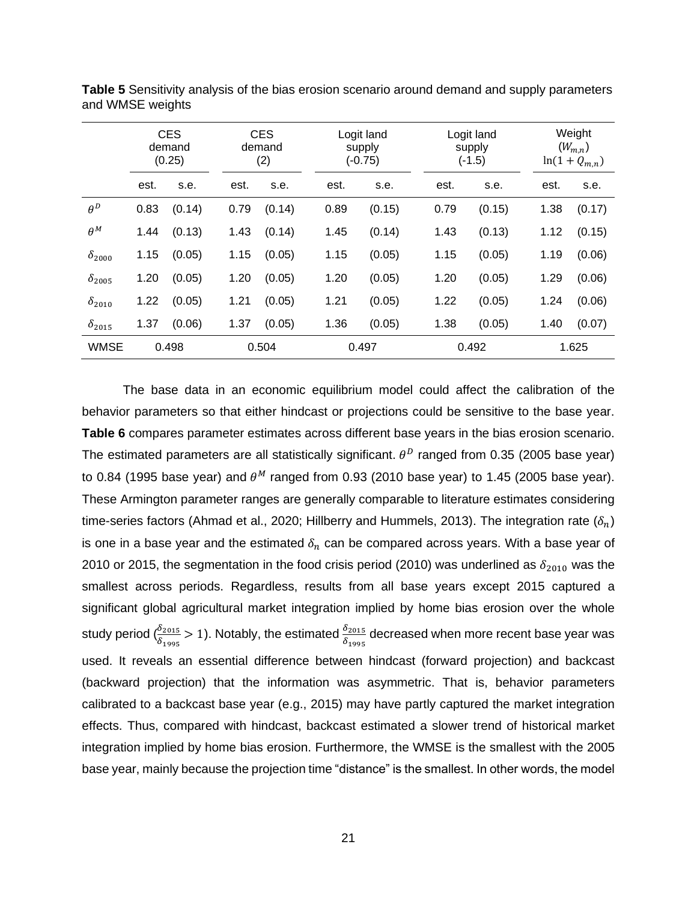**Table 5** Sensitivity analysis of the bias erosion scenario around demand and supply parameters and WMSE weights

| | CES demand (0.25) | | CES demand (2) | | Logit land supply (-0.75) | | Logit land supply (-1.5) | | Weight ($W_{m,n}$) $\ln(1+Q_{m,n})$ | |
|---|---|---|---|---|---|---|---|---|---|---|
| | est. | s.e. | est. | s.e. | est. | s.e. | est. | s.e. | est. | s.e. |
| $\theta^D$ | 0.83 | (0.14) | 0.79 | (0.14) | 0.89 | (0.15) | 0.79 | (0.15) | 1.38 | (0.17) |
| $\theta^M$ | 1.44 | (0.13) | 1.43 | (0.14) | 1.45 | (0.14) | 1.43 | (0.13) | 1.12 | (0.15) |
| $\delta_{2000}$ | 1.15 | (0.05) | 1.15 | (0.05) | 1.15 | (0.05) | 1.15 | (0.05) | 1.19 | (0.06) |
| $\delta_{2005}$ | 1.20 | (0.05) | 1.20 | (0.05) | 1.20 | (0.05) | 1.20 | (0.05) | 1.29 | (0.06) |
| $\delta_{2010}$ | 1.22 | (0.05) | 1.21 | (0.05) | 1.21 | (0.05) | 1.22 | (0.05) | 1.24 | (0.06) |
| $\delta_{2015}$ | 1.37 | (0.06) | 1.37 | (0.05) | 1.36 | (0.05) | 1.38 | (0.05) | 1.40 | (0.07) |
| WMSE | 0.498 | | 0.504 | | 0.497 | | 0.492 | | 1.625 | |

The base data in an economic equilibrium model could affect the calibration of the behavior parameters so that either hindcast or projections could be sensitive to the base year. **Table 6** compares parameter estimates across different base years in the bias erosion scenario. The estimated parameters are all statistically significant. $\theta^D$ ranged from 0.35 (2005 base year) to 0.84 (1995 base year) and $\theta^M$ ranged from 0.93 (2010 base year) to 1.45 (2005 base year). These Armington parameter ranges are generally comparable to literature estimates considering time-series factors (Ahmad et al., 2020; Hillberry and Hummels, 2013). The integration rate ($\delta_n$) is one in a base year and the estimated $\delta_n$ can be compared across years. With a base year of 2010 or 2015, the segmentation in the food crisis period (2010) was underlined as $\delta_{2010}$ was the smallest across periods. Regardless, results from all base years except 2015 captured a significant global agricultural market integration implied by home bias erosion over the whole study period ($\frac{\delta_{2015}}{\delta_{1995}} > 1$). Notably, the estimated $\frac{\delta_{2015}}{\delta_{1995}}$ decreased when more recent base year was used. It reveals an essential difference between hindcast (forward projection) and backcast (backward projection) that the information was asymmetric. That is, behavior parameters calibrated to a backcast base year (e.g., 2015) may have partly captured the market integration effects. Thus, compared with hindcast, backcast estimated a slower trend of historical market integration implied by home bias erosion. Furthermore, the WMSE is the smallest with the 2005 base year, mainly because the projection time "distance" is the smallest. In other words, the model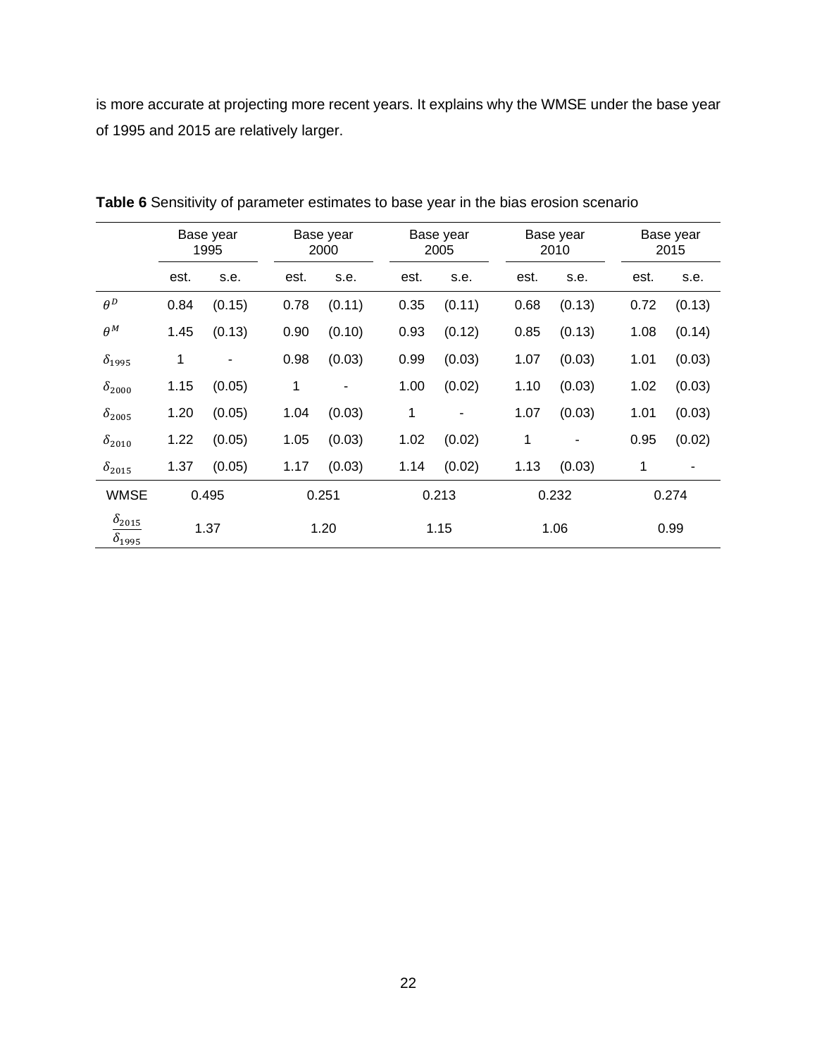is more accurate at projecting more recent years. It explains why the WMSE under the base year of 1995 and 2015 are relatively larger.

**Table 6** Sensitivity of parameter estimates to base year in the bias erosion scenario

| | Base year 1995 | | Base year 2000 | | Base year 2005 | | Base year 2010 | | Base year 2015 | |
|---|---|---|---|---|---|---|---|---|---|---|
| | est. | s.e. | est. | s.e. | est. | s.e. | est. | s.e. | est. | s.e. |
| $\theta^D$ | 0.84 | (0.15) | 0.78 | (0.11) | 0.35 | (0.11) | 0.68 | (0.13) | 0.72 | (0.13) |
| $\theta^M$ | 1.45 | (0.13) | 0.90 | (0.10) | 0.93 | (0.12) | 0.85 | (0.13) | 1.08 | (0.14) |
| $\delta_{1995}$ | 1 | - | 0.98 | (0.03) | 0.99 | (0.03) | 1.07 | (0.03) | 1.01 | (0.03) |
| $\delta_{2000}$ | 1.15 | (0.05) | 1 | - | 1.00 | (0.02) | 1.10 | (0.03) | 1.02 | (0.03) |
| $\delta_{2005}$ | 1.20 | (0.05) | 1.04 | (0.03) | 1 | - | 1.07 | (0.03) | 1.01 | (0.03) |
| $\delta_{2010}$ | 1.22 | (0.05) | 1.05 | (0.03) | 1.02 | (0.02) | 1 | - | 0.95 | (0.02) |
| $\delta_{2015}$ | 1.37 | (0.05) | 1.17 | (0.03) | 1.14 | (0.02) | 1.13 | (0.03) | 1 | - |
| WMSE | 0.495 | | 0.251 | | 0.213 | | 0.232 | | 0.274 | |
| $\frac{\delta_{2015}}{\delta_{1995}}$ | 1.37 | | 1.20 | | 1.15 | | 1.06 | | 0.99 | |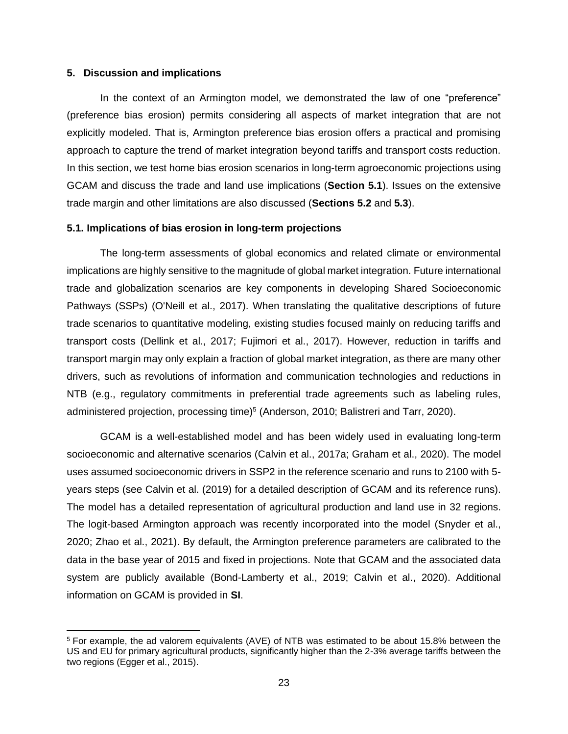## 5. Discussion and implications

In the context of an Armington model, we demonstrated the law of one "preference" (preference bias erosion) permits considering all aspects of market integration that are not explicitly modeled. That is, Armington preference bias erosion offers a practical and promising approach to capture the trend of market integration beyond tariffs and transport costs reduction. In this section, we test home bias erosion scenarios in long-term agroeconomic projections using GCAM and discuss the trade and land use implications (**Section 5.1**). Issues on the extensive trade margin and other limitations are also discussed (**Sections 5.2** and **5.3**).

### 5.1. Implications of bias erosion in long-term projections

The long-term assessments of global economics and related climate or environmental implications are highly sensitive to the magnitude of global market integration. Future international trade and globalization scenarios are key components in developing Shared Socioeconomic Pathways (SSPs) (O'Neill et al., 2017). When translating the qualitative descriptions of future trade scenarios to quantitative modeling, existing studies focused mainly on reducing tariffs and transport costs (Dellink et al., 2017; Fujimori et al., 2017). However, reduction in tariffs and transport margin may only explain a fraction of global market integration, as there are many other drivers, such as revolutions of information and communication technologies and reductions in NTB (e.g., regulatory commitments in preferential trade agreements such as labeling rules, administered projection, processing time)[5] (Anderson, 2010; Balistreri and Tarr, 2020).

GCAM is a well-established model and has been widely used in evaluating long-term socioeconomic and alternative scenarios (Calvin et al., 2017a; Graham et al., 2020). The model uses assumed socioeconomic drivers in SSP2 in the reference scenario and runs to 2100 with 5-years steps (see Calvin et al. (2019) for a detailed description of GCAM and its reference runs). The model has a detailed representation of agricultural production and land use in 32 regions. The logit-based Armington approach was recently incorporated into the model (Snyder et al., 2020; Zhao et al., 2021). By default, the Armington preference parameters are calibrated to the data in the base year of 2015 and fixed in projections. Note that GCAM and the associated data system are publicly available (Bond-Lamberty et al., 2019; Calvin et al., 2020). Additional information on GCAM is provided in **SI**.

[5] For example, the ad valorem equivalents (AVE) of NTB was estimated to be about 15.8% between the US and EU for primary agricultural products, significantly higher than the 2-3% average tariffs between the two regions (Egger et al., 2015).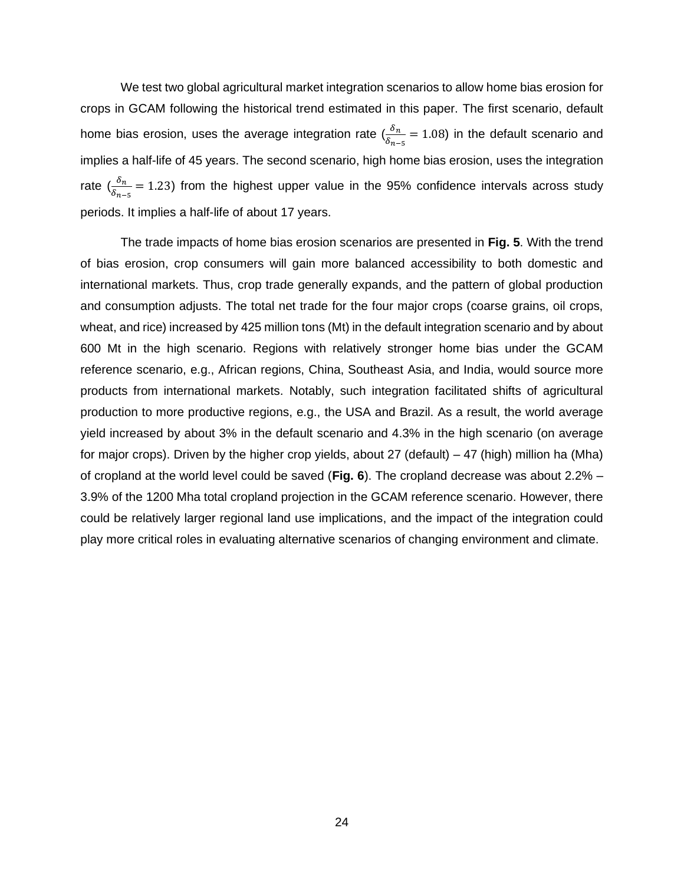We test two global agricultural market integration scenarios to allow home bias erosion for crops in GCAM following the historical trend estimated in this paper. The first scenario, default home bias erosion, uses the average integration rate ($\frac{\delta_n}{\delta_{n-5}} = 1.08$) in the default scenario and implies a half-life of 45 years. The second scenario, high home bias erosion, uses the integration rate ($\frac{\delta_n}{\delta_{n-5}} = 1.23$) from the highest upper value in the 95% confidence intervals across study periods. It implies a half-life of about 17 years.

The trade impacts of home bias erosion scenarios are presented in **Fig. 5**. With the trend of bias erosion, crop consumers will gain more balanced accessibility to both domestic and international markets. Thus, crop trade generally expands, and the pattern of global production and consumption adjusts. The total net trade for the four major crops (coarse grains, oil crops, wheat, and rice) increased by 425 million tons (Mt) in the default integration scenario and by about 600 Mt in the high scenario. Regions with relatively stronger home bias under the GCAM reference scenario, e.g., African regions, China, Southeast Asia, and India, would source more products from international markets. Notably, such integration facilitated shifts of agricultural production to more productive regions, e.g., the USA and Brazil. As a result, the world average yield increased by about 3% in the default scenario and 4.3% in the high scenario (on average for major crops). Driven by the higher crop yields, about 27 (default) – 47 (high) million ha (Mha) of cropland at the world level could be saved (**Fig. 6**). The cropland decrease was about 2.2% – 3.9% of the 1200 Mha total cropland projection in the GCAM reference scenario. However, there could be relatively larger regional land use implications, and the impact of the integration could play more critical roles in evaluating alternative scenarios of changing environment and climate.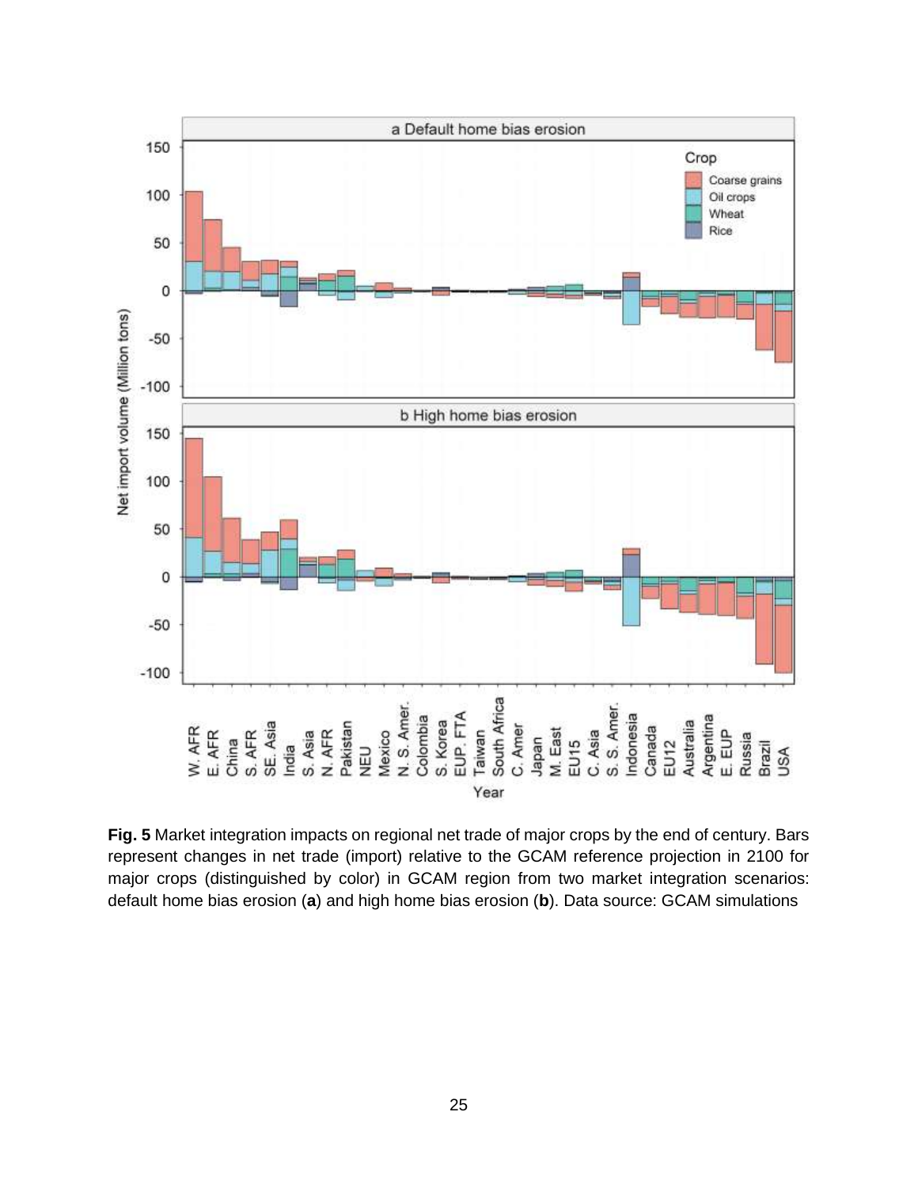**Fig. 5** Market integration impacts on regional net trade of major crops by the end of century. Bars represent changes in net trade (import) relative to the GCAM reference projection in 2100 for major crops (distinguished by color) in GCAM region from two market integration scenarios: default home bias erosion (**a**) and high home bias erosion (**b**). Data source: GCAM simulations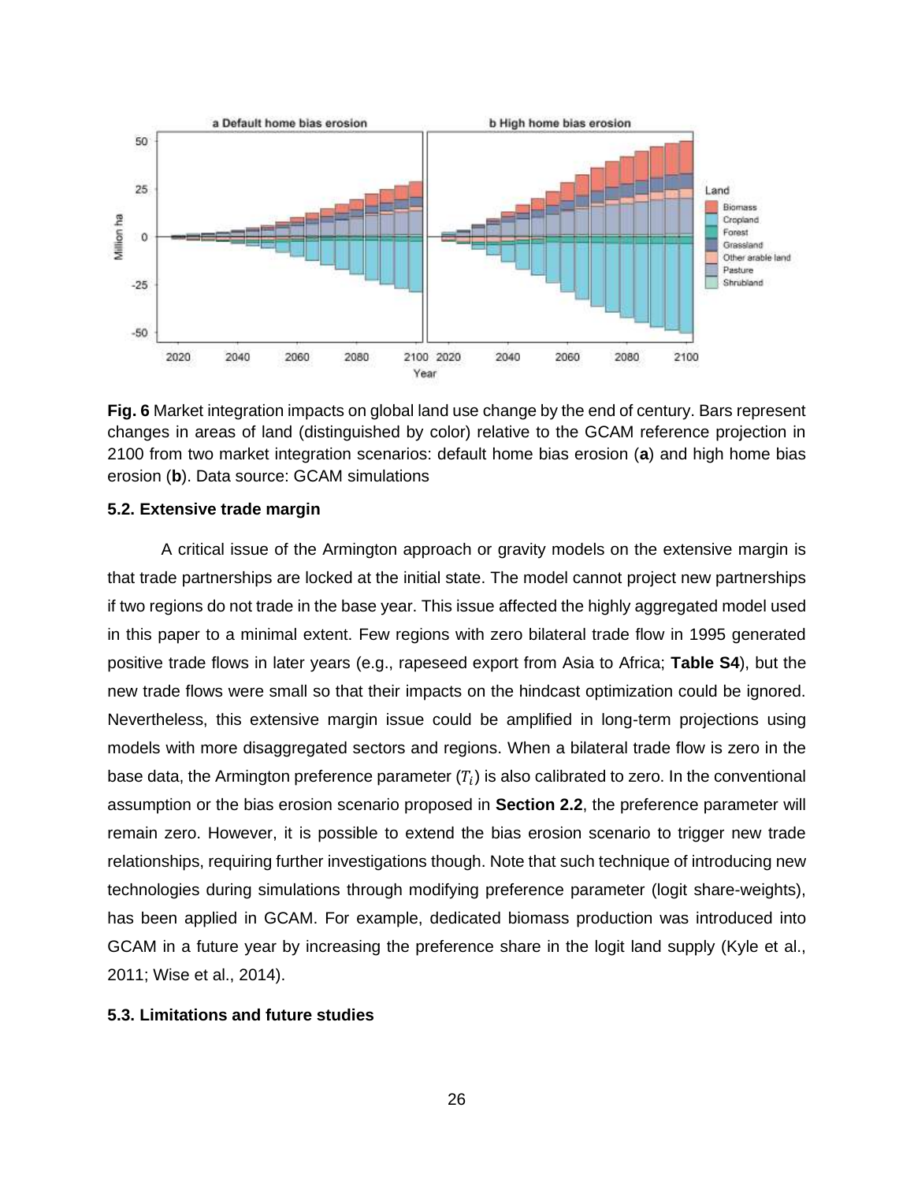**Fig. 6** Market integration impacts on global land use change by the end of century. Bars represent changes in areas of land (distinguished by color) relative to the GCAM reference projection in 2100 from two market integration scenarios: default home bias erosion (**a**) and high home bias erosion (**b**). Data source: GCAM simulations

### 5.2. Extensive trade margin

A critical issue of the Armington approach or gravity models on the extensive margin is that trade partnerships are locked at the initial state. The model cannot project new partnerships if two regions do not trade in the base year. This issue affected the highly aggregated model used in this paper to a minimal extent. Few regions with zero bilateral trade flow in 1995 generated positive trade flows in later years (e.g., rapeseed export from Asia to Africa; **Table S4**), but the new trade flows were small so that their impacts on the hindcast optimization could be ignored. Nevertheless, this extensive margin issue could be amplified in long-term projections using models with more disaggregated sectors and regions. When a bilateral trade flow is zero in the base data, the Armington preference parameter ($T_i$) is also calibrated to zero. In the conventional assumption or the bias erosion scenario proposed in **Section 2.2**, the preference parameter will remain zero. However, it is possible to extend the bias erosion scenario to trigger new trade relationships, requiring further investigations though. Note that such technique of introducing new technologies during simulations through modifying preference parameter (logit share-weights), has been applied in GCAM. For example, dedicated biomass production was introduced into GCAM in a future year by increasing the preference share in the logit land supply (Kyle et al., 2011; Wise et al., 2014).

### 5.3. Limitations and future studies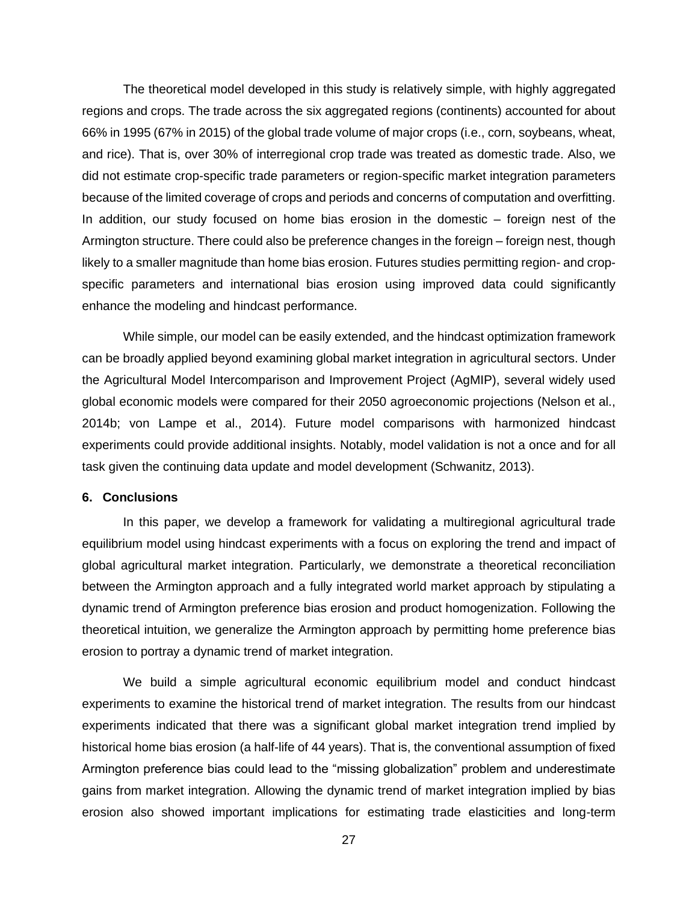The theoretical model developed in this study is relatively simple, with highly aggregated regions and crops. The trade across the six aggregated regions (continents) accounted for about 66% in 1995 (67% in 2015) of the global trade volume of major crops (i.e., corn, soybeans, wheat, and rice). That is, over 30% of interregional crop trade was treated as domestic trade. Also, we did not estimate crop-specific trade parameters or region-specific market integration parameters because of the limited coverage of crops and periods and concerns of computation and overfitting. In addition, our study focused on home bias erosion in the domestic – foreign nest of the Armington structure. There could also be preference changes in the foreign – foreign nest, though likely to a smaller magnitude than home bias erosion. Futures studies permitting region- and crop-specific parameters and international bias erosion using improved data could significantly enhance the modeling and hindcast performance.

While simple, our model can be easily extended, and the hindcast optimization framework can be broadly applied beyond examining global market integration in agricultural sectors. Under the Agricultural Model Intercomparison and Improvement Project (AgMIP), several widely used global economic models were compared for their 2050 agroeconomic projections (Nelson et al., 2014b; von Lampe et al., 2014). Future model comparisons with harmonized hindcast experiments could provide additional insights. Notably, model validation is not a once and for all task given the continuing data update and model development (Schwanitz, 2013).

## 6. Conclusions

In this paper, we develop a framework for validating a multiregional agricultural trade equilibrium model using hindcast experiments with a focus on exploring the trend and impact of global agricultural market integration. Particularly, we demonstrate a theoretical reconciliation between the Armington approach and a fully integrated world market approach by stipulating a dynamic trend of Armington preference bias erosion and product homogenization. Following the theoretical intuition, we generalize the Armington approach by permitting home preference bias erosion to portray a dynamic trend of market integration.

We build a simple agricultural economic equilibrium model and conduct hindcast experiments to examine the historical trend of market integration. The results from our hindcast experiments indicated that there was a significant global market integration trend implied by historical home bias erosion (a half-life of 44 years). That is, the conventional assumption of fixed Armington preference bias could lead to the "missing globalization" problem and underestimate gains from market integration. Allowing the dynamic trend of market integration implied by bias erosion also showed important implications for estimating trade elasticities and long-term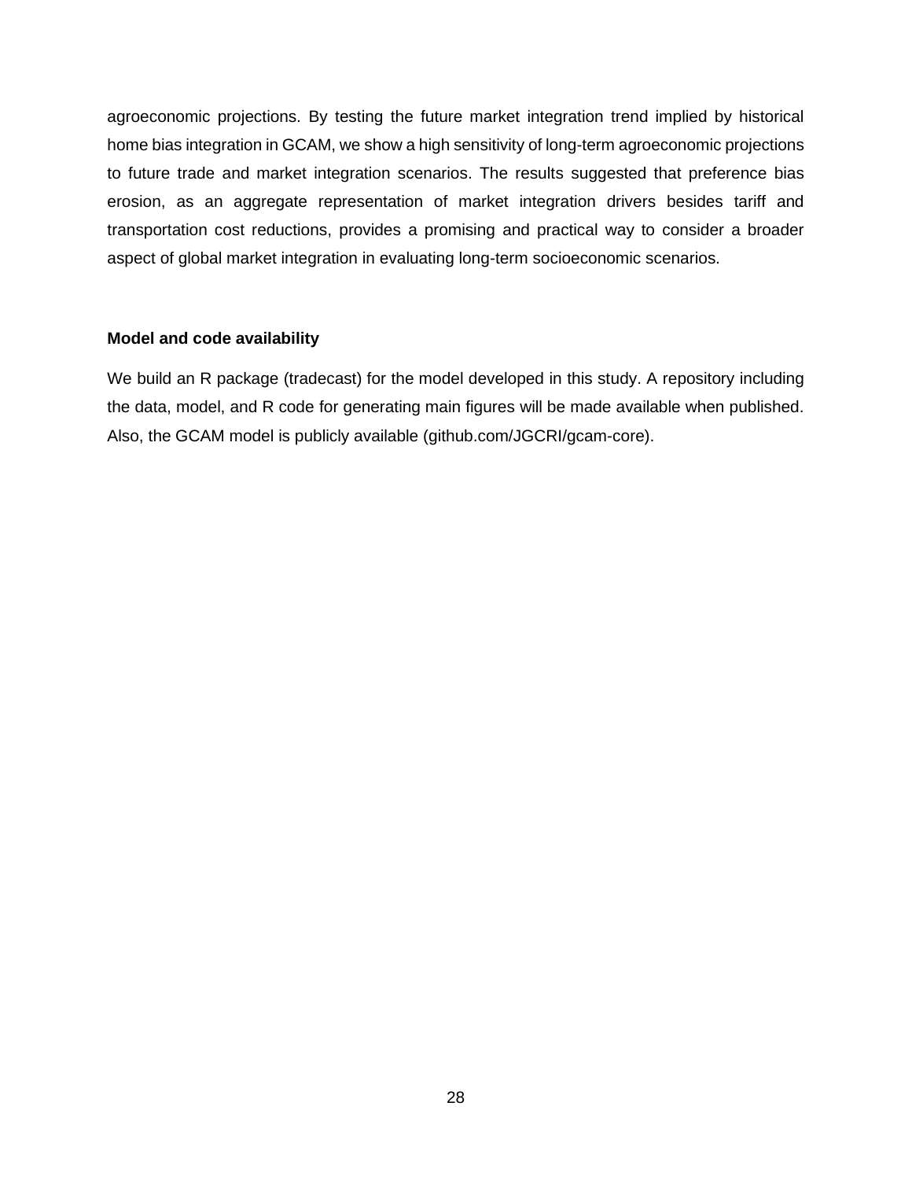agroeconomic projections. By testing the future market integration trend implied by historical home bias integration in GCAM, we show a high sensitivity of long-term agroeconomic projections to future trade and market integration scenarios. The results suggested that preference bias erosion, as an aggregate representation of market integration drivers besides tariff and transportation cost reductions, provides a promising and practical way to consider a broader aspect of global market integration in evaluating long-term socioeconomic scenarios.

### Model and code availability

We build an R package (tradecast) for the model developed in this study. A repository including the data, model, and R code for generating main figures will be made available when published. Also, the GCAM model is publicly available (github.com/JGCRI/gcam-core).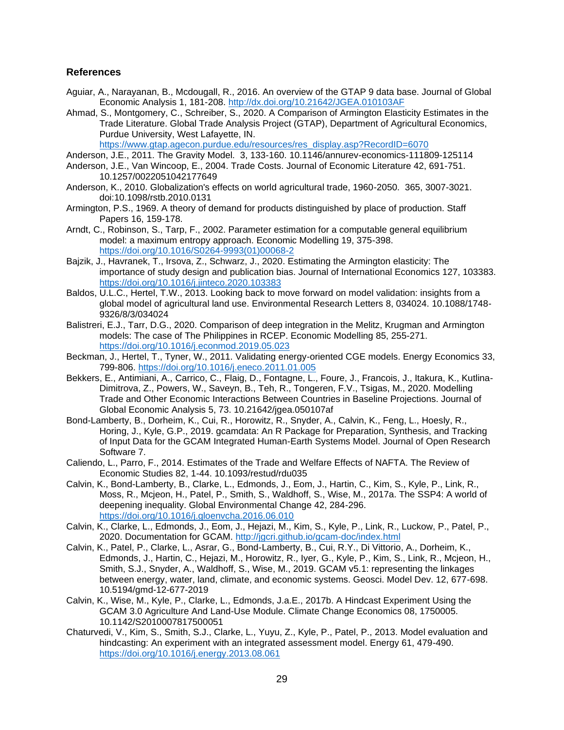### References

Aguiar, A., Narayanan, B., Mcdougall, R., 2016. An overview of the GTAP 9 data base. Journal of Global Economic Analysis 1, 181-208. http://dx.doi.org/10.21642/JGEA.010103AF

Ahmad, S., Montgomery, C., Schreiber, S., 2020. A Comparison of Armington Elasticity Estimates in the Trade Literature. Global Trade Analysis Project (GTAP), Department of Agricultural Economics, Purdue University, West Lafayette, IN. https://www.gtap.agecon.purdue.edu/resources/res_display.asp?RecordID=6070

Anderson, J.E., 2011. The Gravity Model. 3, 133-160. 10.1146/annurev-economics-111809-125114

Anderson, J.E., Van Wincoop, E., 2004. Trade Costs. Journal of Economic Literature 42, 691-751. 10.1257/0022051042177649

Anderson, K., 2010. Globalization's effects on world agricultural trade, 1960-2050. 365, 3007-3021. doi:10.1098/rstb.2010.0131

Armington, P.S., 1969. A theory of demand for products distinguished by place of production. Staff Papers 16, 159-178.

Arndt, C., Robinson, S., Tarp, F., 2002. Parameter estimation for a computable general equilibrium model: a maximum entropy approach. Economic Modelling 19, 375-398. https://doi.org/10.1016/S0264-9993(01)00068-2

Bajzik, J., Havranek, T., Irsova, Z., Schwarz, J., 2020. Estimating the Armington elasticity: The importance of study design and publication bias. Journal of International Economics 127, 103383. https://doi.org/10.1016/j.jinteco.2020.103383

Baldos, U.L.C., Hertel, T.W., 2013. Looking back to move forward on model validation: insights from a global model of agricultural land use. Environmental Research Letters 8, 034024. 10.1088/1748-9326/8/3/034024

Balistreri, E.J., Tarr, D.G., 2020. Comparison of deep integration in the Melitz, Krugman and Armington models: The case of The Philippines in RCEP. Economic Modelling 85, 255-271. https://doi.org/10.1016/j.econmod.2019.05.023

Beckman, J., Hertel, T., Tyner, W., 2011. Validating energy-oriented CGE models. Energy Economics 33, 799-806. https://doi.org/10.1016/j.eneco.2011.01.005

Bekkers, E., Antimiani, A., Carrico, C., Flaig, D., Fontagne, L., Foure, J., Francois, J., Itakura, K., Kutlina-Dimitrova, Z., Powers, W., Saveyn, B., Teh, R., Tongeren, F.V., Tsigas, M., 2020. Modelling Trade and Other Economic Interactions Between Countries in Baseline Projections. Journal of Global Economic Analysis 5, 73. 10.21642/jgea.050107af

Bond-Lamberty, B., Dorheim, K., Cui, R., Horowitz, R., Snyder, A., Calvin, K., Feng, L., Hoesly, R., Horing, J., Kyle, G.P., 2019. gcamdata: An R Package for Preparation, Synthesis, and Tracking of Input Data for the GCAM Integrated Human-Earth Systems Model. Journal of Open Research Software 7.

Caliendo, L., Parro, F., 2014. Estimates of the Trade and Welfare Effects of NAFTA. The Review of Economic Studies 82, 1-44. 10.1093/restud/rdu035

Calvin, K., Bond-Lamberty, B., Clarke, L., Edmonds, J., Eom, J., Hartin, C., Kim, S., Kyle, P., Link, R., Moss, R., Mcjeon, H., Patel, P., Smith, S., Waldhoff, S., Wise, M., 2017a. The SSP4: A world of deepening inequality. Global Environmental Change 42, 284-296. https://doi.org/10.1016/j.gloenvcha.2016.06.010

Calvin, K., Clarke, L., Edmonds, J., Eom, J., Hejazi, M., Kim, S., Kyle, P., Link, R., Luckow, P., Patel, P., 2020. Documentation for GCAM. http://jgcri.github.io/gcam-doc/index.html

Calvin, K., Patel, P., Clarke, L., Asrar, G., Bond-Lamberty, B., Cui, R.Y., Di Vittorio, A., Dorheim, K., Edmonds, J., Hartin, C., Hejazi, M., Horowitz, R., Iyer, G., Kyle, P., Kim, S., Link, R., Mcjeon, H., Smith, S.J., Snyder, A., Waldhoff, S., Wise, M., 2019. GCAM v5.1: representing the linkages between energy, water, land, climate, and economic systems. Geosci. Model Dev. 12, 677-698. 10.5194/gmd-12-677-2019

Calvin, K., Wise, M., Kyle, P., Clarke, L., Edmonds, J.a.E., 2017b. A Hindcast Experiment Using the GCAM 3.0 Agriculture And Land-Use Module. Climate Change Economics 08, 1750005. 10.1142/S2010007817500051

Chaturvedi, V., Kim, S., Smith, S.J., Clarke, L., Yuyu, Z., Kyle, P., Patel, P., 2013. Model evaluation and hindcasting: An experiment with an integrated assessment model. Energy 61, 479-490. https://doi.org/10.1016/j.energy.2013.08.061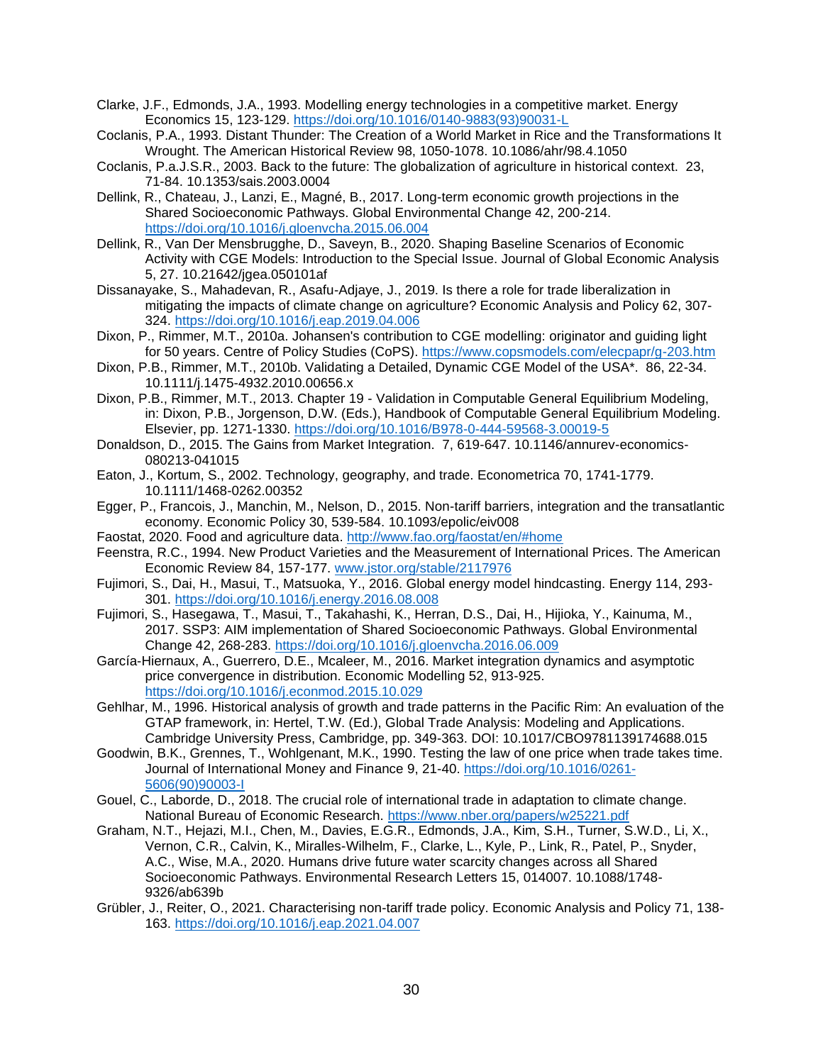Clarke, J.F., Edmonds, J.A., 1993. Modelling energy technologies in a competitive market. Energy Economics 15, 123-129. https://doi.org/10.1016/0140-9883(93)90031-L

Coclanis, P.A., 1993. Distant Thunder: The Creation of a World Market in Rice and the Transformations It Wrought. The American Historical Review 98, 1050-1078. 10.1086/ahr/98.4.1050

Coclanis, P.a.J.S.R., 2003. Back to the future: The globalization of agriculture in historical context. 23, 71-84. 10.1353/sais.2003.0004

Dellink, R., Chateau, J., Lanzi, E., Magné, B., 2017. Long-term economic growth projections in the Shared Socioeconomic Pathways. Global Environmental Change 42, 200-214. https://doi.org/10.1016/j.gloenvcha.2015.06.004

Dellink, R., Van Der Mensbrugghe, D., Saveyn, B., 2020. Shaping Baseline Scenarios of Economic Activity with CGE Models: Introduction to the Special Issue. Journal of Global Economic Analysis 5, 27. 10.21642/jgea.050101af

Dissanayake, S., Mahadevan, R., Asafu-Adjaye, J., 2019. Is there a role for trade liberalization in mitigating the impacts of climate change on agriculture? Economic Analysis and Policy 62, 307-324. https://doi.org/10.1016/j.eap.2019.04.006

Dixon, P., Rimmer, M.T., 2010a. Johansen's contribution to CGE modelling: originator and guiding light for 50 years. Centre of Policy Studies (CoPS). https://www.copsmodels.com/elecpapr/g-203.htm

Dixon, P.B., Rimmer, M.T., 2010b. Validating a Detailed, Dynamic CGE Model of the USA*. 86, 22-34. 10.1111/j.1475-4932.2010.00656.x

Dixon, P.B., Rimmer, M.T., 2013. Chapter 19 - Validation in Computable General Equilibrium Modeling, in: Dixon, P.B., Jorgenson, D.W. (Eds.), Handbook of Computable General Equilibrium Modeling. Elsevier, pp. 1271-1330. https://doi.org/10.1016/B978-0-444-59568-3.00019-5

Donaldson, D., 2015. The Gains from Market Integration. 7, 619-647. 10.1146/annurev-economics-080213-041015

Eaton, J., Kortum, S., 2002. Technology, geography, and trade. Econometrica 70, 1741-1779. 10.1111/1468-0262.00352

Egger, P., Francois, J., Manchin, M., Nelson, D., 2015. Non-tariff barriers, integration and the transatlantic economy. Economic Policy 30, 539-584. 10.1093/epolic/eiv008

Faostat, 2020. Food and agriculture data. http://www.fao.org/faostat/en/#home

Feenstra, R.C., 1994. New Product Varieties and the Measurement of International Prices. The American Economic Review 84, 157-177. www.jstor.org/stable/2117976

Fujimori, S., Dai, H., Masui, T., Matsuoka, Y., 2016. Global energy model hindcasting. Energy 114, 293-301. https://doi.org/10.1016/j.energy.2016.08.008

Fujimori, S., Hasegawa, T., Masui, T., Takahashi, K., Herran, D.S., Dai, H., Hijioka, Y., Kainuma, M., 2017. SSP3: AIM implementation of Shared Socioeconomic Pathways. Global Environmental Change 42, 268-283. https://doi.org/10.1016/j.gloenvcha.2016.06.009

García-Hiernaux, A., Guerrero, D.E., Mcaleer, M., 2016. Market integration dynamics and asymptotic price convergence in distribution. Economic Modelling 52, 913-925. https://doi.org/10.1016/j.econmod.2015.10.029

Gehlhar, M., 1996. Historical analysis of growth and trade patterns in the Pacific Rim: An evaluation of the GTAP framework, in: Hertel, T.W. (Ed.), Global Trade Analysis: Modeling and Applications. Cambridge University Press, Cambridge, pp. 349-363. DOI: 10.1017/CBO9781139174688.015

Goodwin, B.K., Grennes, T., Wohlgenant, M.K., 1990. Testing the law of one price when trade takes time. Journal of International Money and Finance 9, 21-40. https://doi.org/10.1016/0261-5606(90)90003-I

Gouel, C., Laborde, D., 2018. The crucial role of international trade in adaptation to climate change. National Bureau of Economic Research. https://www.nber.org/papers/w25221.pdf

Graham, N.T., Hejazi, M.I., Chen, M., Davies, E.G.R., Edmonds, J.A., Kim, S.H., Turner, S.W.D., Li, X., Vernon, C.R., Calvin, K., Miralles-Wilhelm, F., Clarke, L., Kyle, P., Link, R., Patel, P., Snyder, A.C., Wise, M.A., 2020. Humans drive future water scarcity changes across all Shared Socioeconomic Pathways. Environmental Research Letters 15, 014007. 10.1088/1748-9326/ab639b

Grübler, J., Reiter, O., 2021. Characterising non-tariff trade policy. Economic Analysis and Policy 71, 138-163. https://doi.org/10.1016/j.eap.2021.04.007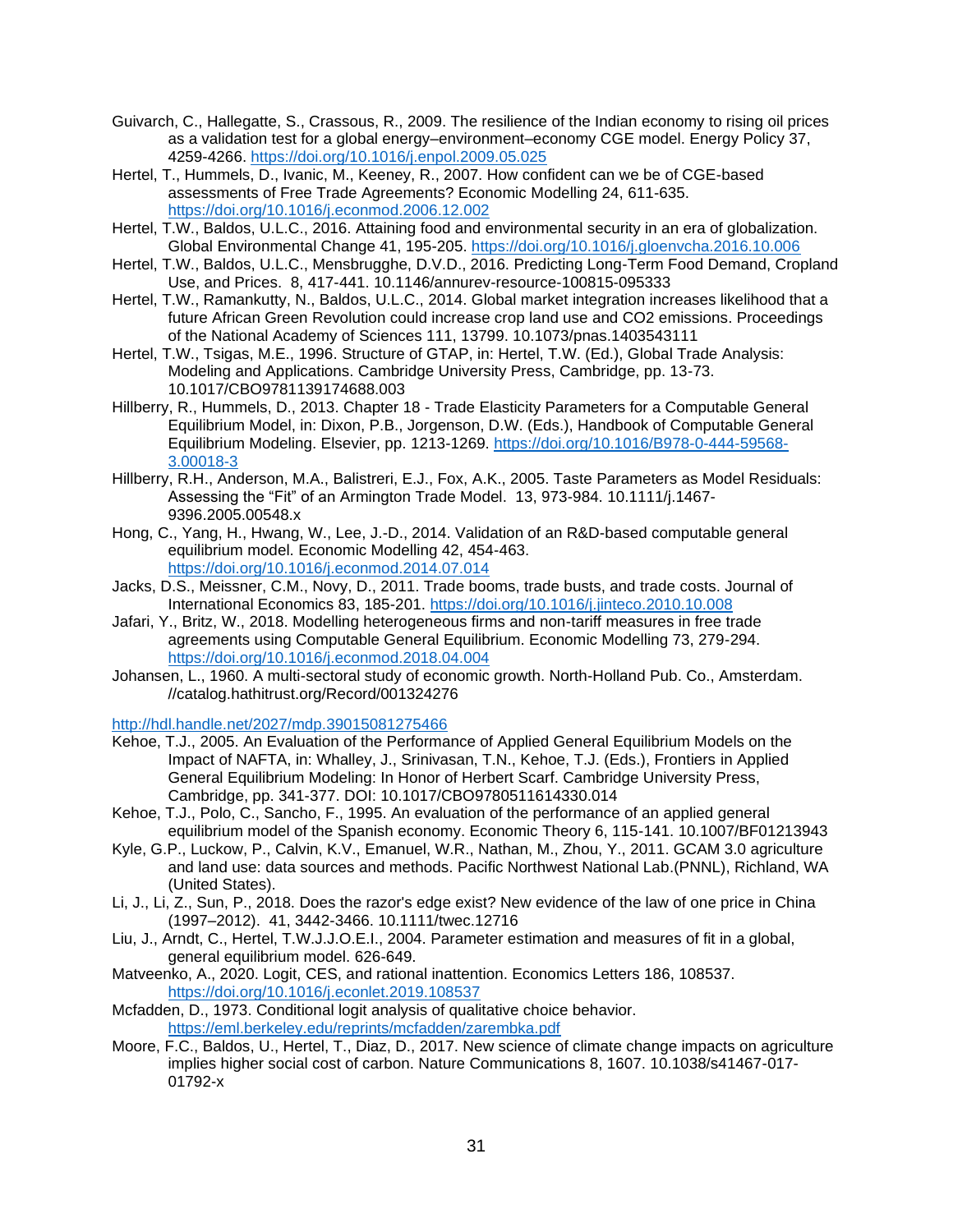Guivarch, C., Hallegatte, S., Crassous, R., 2009. The resilience of the Indian economy to rising oil prices as a validation test for a global energy–environment–economy CGE model. Energy Policy 37, 4259-4266. https://doi.org/10.1016/j.enpol.2009.05.025

Hertel, T., Hummels, D., Ivanic, M., Keeney, R., 2007. How confident can we be of CGE-based assessments of Free Trade Agreements? Economic Modelling 24, 611-635. https://doi.org/10.1016/j.econmod.2006.12.002

Hertel, T.W., Baldos, U.L.C., 2016. Attaining food and environmental security in an era of globalization. Global Environmental Change 41, 195-205. https://doi.org/10.1016/j.gloenvcha.2016.10.006

Hertel, T.W., Baldos, U.L.C., Mensbrugghe, D.V.D., 2016. Predicting Long-Term Food Demand, Cropland Use, and Prices. 8, 417-441. 10.1146/annurev-resource-100815-095333

Hertel, T.W., Ramankutty, N., Baldos, U.L.C., 2014. Global market integration increases likelihood that a future African Green Revolution could increase crop land use and CO2 emissions. Proceedings of the National Academy of Sciences 111, 13799. 10.1073/pnas.1403543111

Hertel, T.W., Tsigas, M.E., 1996. Structure of GTAP, in: Hertel, T.W. (Ed.), Global Trade Analysis: Modeling and Applications. Cambridge University Press, Cambridge, pp. 13-73. 10.1017/CBO9781139174688.003

Hillberry, R., Hummels, D., 2013. Chapter 18 - Trade Elasticity Parameters for a Computable General Equilibrium Model, in: Dixon, P.B., Jorgenson, D.W. (Eds.), Handbook of Computable General Equilibrium Modeling. Elsevier, pp. 1213-1269. https://doi.org/10.1016/B978-0-444-59568-3.00018-3

Hillberry, R.H., Anderson, M.A., Balistreri, E.J., Fox, A.K., 2005. Taste Parameters as Model Residuals: Assessing the "Fit" of an Armington Trade Model. 13, 973-984. 10.1111/j.1467-9396.2005.00548.x

Hong, C., Yang, H., Hwang, W., Lee, J.-D., 2014. Validation of an R&D-based computable general equilibrium model. Economic Modelling 42, 454-463. https://doi.org/10.1016/j.econmod.2014.07.014

Jacks, D.S., Meissner, C.M., Novy, D., 2011. Trade booms, trade busts, and trade costs. Journal of International Economics 83, 185-201. https://doi.org/10.1016/j.jinteco.2010.10.008

Jafari, Y., Britz, W., 2018. Modelling heterogeneous firms and non-tariff measures in free trade agreements using Computable General Equilibrium. Economic Modelling 73, 279-294. https://doi.org/10.1016/j.econmod.2018.04.004

Johansen, L., 1960. A multi-sectoral study of economic growth. North-Holland Pub. Co., Amsterdam. //catalog.hathitrust.org/Record/001324276

http://hdl.handle.net/2027/mdp.39015081275466

Kehoe, T.J., 2005. An Evaluation of the Performance of Applied General Equilibrium Models on the Impact of NAFTA, in: Whalley, J., Srinivasan, T.N., Kehoe, T.J. (Eds.), Frontiers in Applied General Equilibrium Modeling: In Honor of Herbert Scarf. Cambridge University Press, Cambridge, pp. 341-377. DOI: 10.1017/CBO9780511614330.014

Kehoe, T.J., Polo, C., Sancho, F., 1995. An evaluation of the performance of an applied general equilibrium model of the Spanish economy. Economic Theory 6, 115-141. 10.1007/BF01213943

Kyle, G.P., Luckow, P., Calvin, K.V., Emanuel, W.R., Nathan, M., Zhou, Y., 2011. GCAM 3.0 agriculture and land use: data sources and methods. Pacific Northwest National Lab.(PNNL), Richland, WA (United States).

Li, J., Li, Z., Sun, P., 2018. Does the razor's edge exist? New evidence of the law of one price in China (1997–2012). 41, 3442-3466. 10.1111/twec.12716

Liu, J., Arndt, C., Hertel, T.W.J.J.O.E.I., 2004. Parameter estimation and measures of fit in a global, general equilibrium model. 626-649.

Matveenko, A., 2020. Logit, CES, and rational inattention. Economics Letters 186, 108537. https://doi.org/10.1016/j.econlet.2019.108537

Mcfadden, D., 1973. Conditional logit analysis of qualitative choice behavior. https://eml.berkeley.edu/reprints/mcfadden/zarembka.pdf

Moore, F.C., Baldos, U., Hertel, T., Diaz, D., 2017. New science of climate change impacts on agriculture implies higher social cost of carbon. Nature Communications 8, 1607. 10.1038/s41467-017-01792-x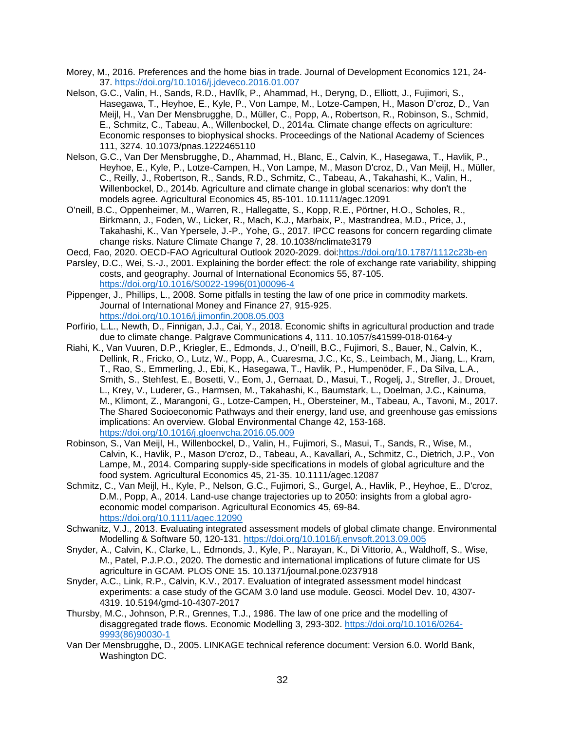Morey, M., 2016. Preferences and the home bias in trade. Journal of Development Economics 121, 24-37. https://doi.org/10.1016/j.jdeveco.2016.01.007

Nelson, G.C., Valin, H., Sands, R.D., Havlík, P., Ahammad, H., Deryng, D., Elliott, J., Fujimori, S., Hasegawa, T., Heyhoe, E., Kyle, P., Von Lampe, M., Lotze-Campen, H., Mason D'croz, D., Van Meijl, H., Van Der Mensbrugghe, D., Müller, C., Popp, A., Robertson, R., Robinson, S., Schmid, E., Schmitz, C., Tabeau, A., Willenbockel, D., 2014a. Climate change effects on agriculture: Economic responses to biophysical shocks. Proceedings of the National Academy of Sciences 111, 3274. 10.1073/pnas.1222465110

Nelson, G.C., Van Der Mensbrugghe, D., Ahammad, H., Blanc, E., Calvin, K., Hasegawa, T., Havlik, P., Heyhoe, E., Kyle, P., Lotze-Campen, H., Von Lampe, M., Mason D'croz, D., Van Meijl, H., Müller, C., Reilly, J., Robertson, R., Sands, R.D., Schmitz, C., Tabeau, A., Takahashi, K., Valin, H., Willenbockel, D., 2014b. Agriculture and climate change in global scenarios: why don't the models agree. Agricultural Economics 45, 85-101. 10.1111/agec.12091

O'neill, B.C., Oppenheimer, M., Warren, R., Hallegatte, S., Kopp, R.E., Pörtner, H.O., Scholes, R., Birkmann, J., Foden, W., Licker, R., Mach, K.J., Marbaix, P., Mastrandrea, M.D., Price, J., Takahashi, K., Van Ypersele, J.-P., Yohe, G., 2017. IPCC reasons for concern regarding climate change risks. Nature Climate Change 7, 28. 10.1038/nclimate3179

Oecd, Fao, 2020. OECD-FAO Agricultural Outlook 2020-2029. doi:https://doi.org/10.1787/1112c23b-en

Parsley, D.C., Wei, S.-J., 2001. Explaining the border effect: the role of exchange rate variability, shipping costs, and geography. Journal of International Economics 55, 87-105. https://doi.org/10.1016/S0022-1996(01)00096-4

Pippenger, J., Phillips, L., 2008. Some pitfalls in testing the law of one price in commodity markets. Journal of International Money and Finance 27, 915-925. https://doi.org/10.1016/j.jimonfin.2008.05.003

Porfirio, L.L., Newth, D., Finnigan, J.J., Cai, Y., 2018. Economic shifts in agricultural production and trade due to climate change. Palgrave Communications 4, 111. 10.1057/s41599-018-0164-y

Riahi, K., Van Vuuren, D.P., Kriegler, E., Edmonds, J., O'neill, B.C., Fujimori, S., Bauer, N., Calvin, K., Dellink, R., Fricko, O., Lutz, W., Popp, A., Cuaresma, J.C., Kc, S., Leimbach, M., Jiang, L., Kram, T., Rao, S., Emmerling, J., Ebi, K., Hasegawa, T., Havlik, P., Humpenöder, F., Da Silva, L.A., Smith, S., Stehfest, E., Bosetti, V., Eom, J., Gernaat, D., Masui, T., Rogelj, J., Strefler, J., Drouet, L., Krey, V., Luderer, G., Harmsen, M., Takahashi, K., Baumstark, L., Doelman, J.C., Kainuma, M., Klimont, Z., Marangoni, G., Lotze-Campen, H., Obersteiner, M., Tabeau, A., Tavoni, M., 2017. The Shared Socioeconomic Pathways and their energy, land use, and greenhouse gas emissions implications: An overview. Global Environmental Change 42, 153-168. https://doi.org/10.1016/j.gloenvcha.2016.05.009

Robinson, S., Van Meijl, H., Willenbockel, D., Valin, H., Fujimori, S., Masui, T., Sands, R., Wise, M., Calvin, K., Havlik, P., Mason D'croz, D., Tabeau, A., Kavallari, A., Schmitz, C., Dietrich, J.P., Von Lampe, M., 2014. Comparing supply-side specifications in models of global agriculture and the food system. Agricultural Economics 45, 21-35. 10.1111/agec.12087

Schmitz, C., Van Meijl, H., Kyle, P., Nelson, G.C., Fujimori, S., Gurgel, A., Havlik, P., Heyhoe, E., D'croz, D.M., Popp, A., 2014. Land-use change trajectories up to 2050: insights from a global agro-economic model comparison. Agricultural Economics 45, 69-84. https://doi.org/10.1111/agec.12090

Schwanitz, V.J., 2013. Evaluating integrated assessment models of global climate change. Environmental Modelling & Software 50, 120-131. https://doi.org/10.1016/j.envsoft.2013.09.005

Snyder, A., Calvin, K., Clarke, L., Edmonds, J., Kyle, P., Narayan, K., Di Vittorio, A., Waldhoff, S., Wise, M., Patel, P.J.P.O., 2020. The domestic and international implications of future climate for US agriculture in GCAM. PLOS ONE 15. 10.1371/journal.pone.0237918

Snyder, A.C., Link, R.P., Calvin, K.V., 2017. Evaluation of integrated assessment model hindcast experiments: a case study of the GCAM 3.0 land use module. Geosci. Model Dev. 10, 4307-4319. 10.5194/gmd-10-4307-2017

Thursby, M.C., Johnson, P.R., Grennes, T.J., 1986. The law of one price and the modelling of disaggregated trade flows. Economic Modelling 3, 293-302. https://doi.org/10.1016/0264-9993(86)90030-1

Van Der Mensbrugghe, D., 2005. LINKAGE technical reference document: Version 6.0. World Bank, Washington DC.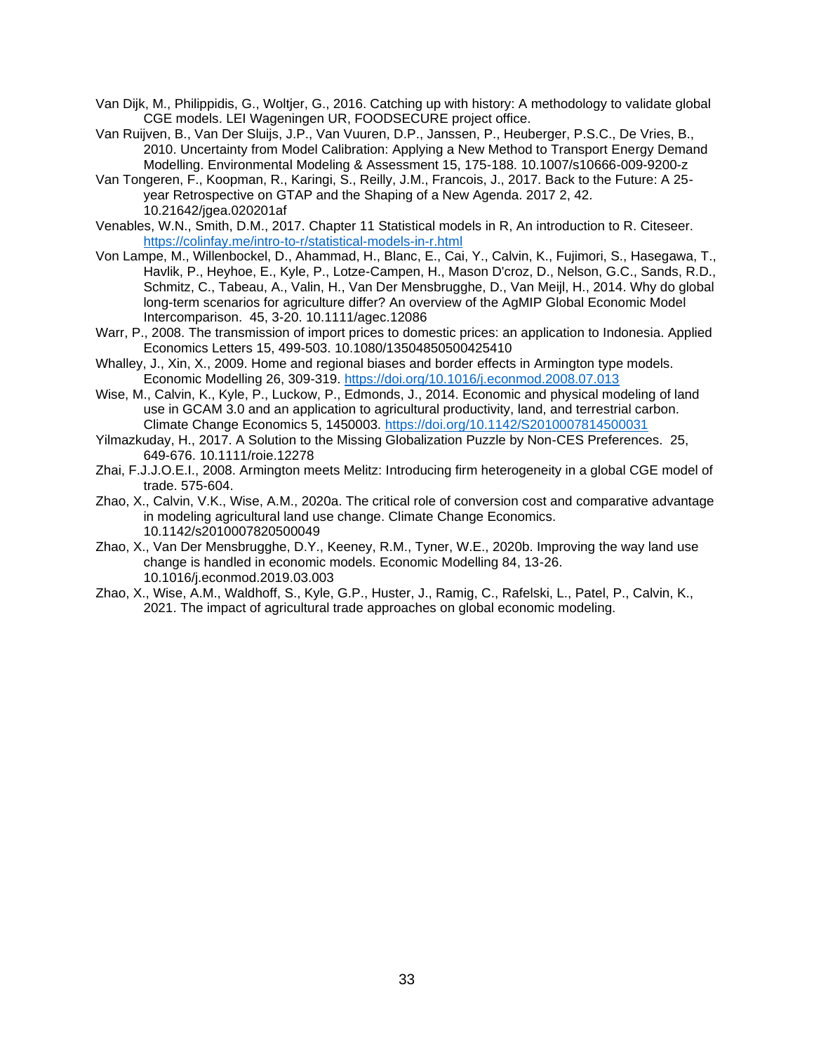Van Dijk, M., Philippidis, G., Woltjer, G., 2016. Catching up with history: A methodology to validate global CGE models. LEI Wageningen UR, FOODSECURE project office.

Van Ruijven, B., Van Der Sluijs, J.P., Van Vuuren, D.P., Janssen, P., Heuberger, P.S.C., De Vries, B., 2010. Uncertainty from Model Calibration: Applying a New Method to Transport Energy Demand Modelling. Environmental Modeling & Assessment 15, 175-188. 10.1007/s10666-009-9200-z

Van Tongeren, F., Koopman, R., Karingi, S., Reilly, J.M., Francois, J., 2017. Back to the Future: A 25-year Retrospective on GTAP and the Shaping of a New Agenda. 2017 2, 42. 10.21642/jgea.020201af

Venables, W.N., Smith, D.M., 2017. Chapter 11 Statistical models in R, An introduction to R. Citeseer. https://colinfay.me/intro-to-r/statistical-models-in-r.html

Von Lampe, M., Willenbockel, D., Ahammad, H., Blanc, E., Cai, Y., Calvin, K., Fujimori, S., Hasegawa, T., Havlik, P., Heyhoe, E., Kyle, P., Lotze-Campen, H., Mason D'croz, D., Nelson, G.C., Sands, R.D., Schmitz, C., Tabeau, A., Valin, H., Van Der Mensbrugghe, D., Van Meijl, H., 2014. Why do global long-term scenarios for agriculture differ? An overview of the AgMIP Global Economic Model Intercomparison. 45, 3-20. 10.1111/agec.12086

Warr, P., 2008. The transmission of import prices to domestic prices: an application to Indonesia. Applied Economics Letters 15, 499-503. 10.1080/13504850500425410

Whalley, J., Xin, X., 2009. Home and regional biases and border effects in Armington type models. Economic Modelling 26, 309-319. https://doi.org/10.1016/j.econmod.2008.07.013

Wise, M., Calvin, K., Kyle, P., Luckow, P., Edmonds, J., 2014. Economic and physical modeling of land use in GCAM 3.0 and an application to agricultural productivity, land, and terrestrial carbon. Climate Change Economics 5, 1450003. https://doi.org/10.1142/S2010007814500031

Yilmazkuday, H., 2017. A Solution to the Missing Globalization Puzzle by Non-CES Preferences. 25, 649-676. 10.1111/roie.12278

Zhai, F.J.J.O.E.I., 2008. Armington meets Melitz: Introducing firm heterogeneity in a global CGE model of trade. 575-604.

Zhao, X., Calvin, V.K., Wise, A.M., 2020a. The critical role of conversion cost and comparative advantage in modeling agricultural land use change. Climate Change Economics. 10.1142/s2010007820500049

Zhao, X., Van Der Mensbrugghe, D.Y., Keeney, R.M., Tyner, W.E., 2020b. Improving the way land use change is handled in economic models. Economic Modelling 84, 13-26. 10.1016/j.econmod.2019.03.003

Zhao, X., Wise, A.M., Waldhoff, S., Kyle, G.P., Huster, J., Ramig, C., Rafelski, L., Patel, P., Calvin, K., 2021. The impact of agricultural trade approaches on global economic modeling.